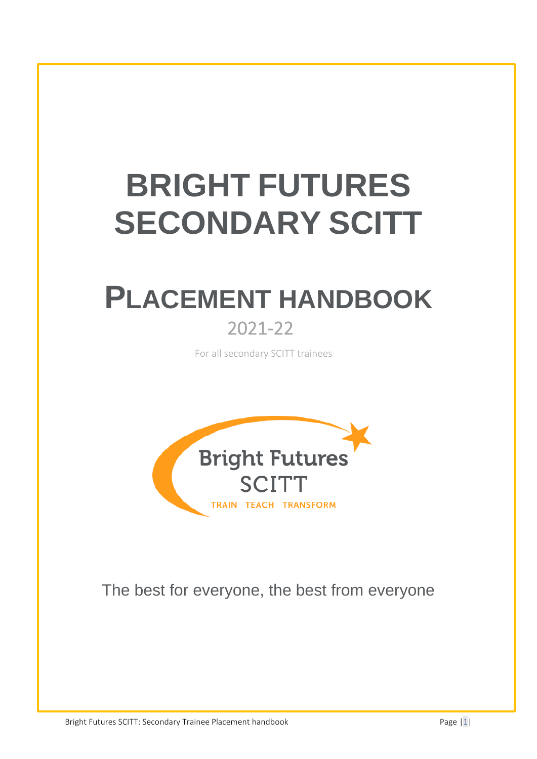# BRIGHT FUTURES SECONDARY SCITT

## PLACEMENT HANDBOOK

2021-22

For all secondary SCITT trainees

Bright Futures SCITT

TRAIN TEACH TRANSFORM

The best for everyone, the best from everyone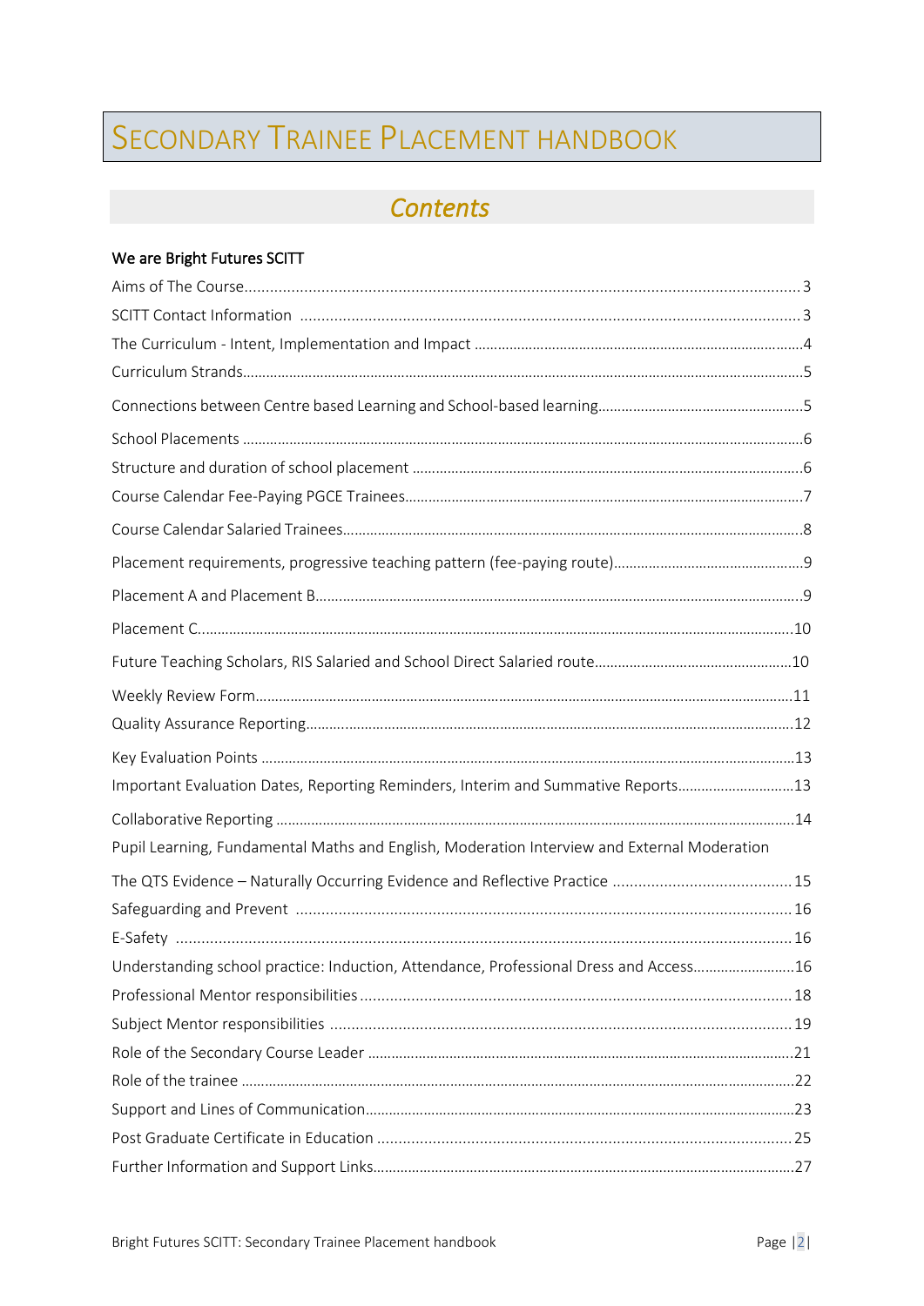# Secondary Trainee Placement Handbook

## *Contents*

**We are Bright Futures SCITT**

| | |
|---|---|
| Aims of The Course | 3 |
| SCITT Contact Information | 3 |
| The Curriculum - Intent, Implementation and Impact | 4 |
| Curriculum Strands | 5 |
| Connections between Centre based Learning and School-based learning | 5 |
| School Placements | 6 |
| Structure and duration of school placement | 6 |
| Course Calendar Fee-Paying PGCE Trainees | 7 |
| Course Calendar Salaried Trainees | 8 |
| Placement requirements, progressive teaching pattern (fee-paying route) | 9 |
| Placement A and Placement B | 9 |
| Placement C | 10 |
| Future Teaching Scholars, RIS Salaried and School Direct Salaried route | 10 |
| Weekly Review Form | 11 |
| Quality Assurance Reporting | 12 |
| Key Evaluation Points | 13 |
| Important Evaluation Dates, Reporting Reminders, Interim and Summative Reports | 13 |
| Collaborative Reporting | 14 |
| Pupil Learning, Fundamental Maths and English, Moderation Interview and External Moderation | |
| The QTS Evidence – Naturally Occurring Evidence and Reflective Practice | 15 |
| Safeguarding and Prevent | 16 |
| E-Safety | 16 |
| Understanding school practice: Induction, Attendance, Professional Dress and Access | 16 |
| Professional Mentor responsibilities | 18 |
| Subject Mentor responsibilities | 19 |
| Role of the Secondary Course Leader | 21 |
| Role of the trainee | 22 |
| Support and Lines of Communication | 23 |
| Post Graduate Certificate in Education | 25 |
| Further Information and Support Links | 27 |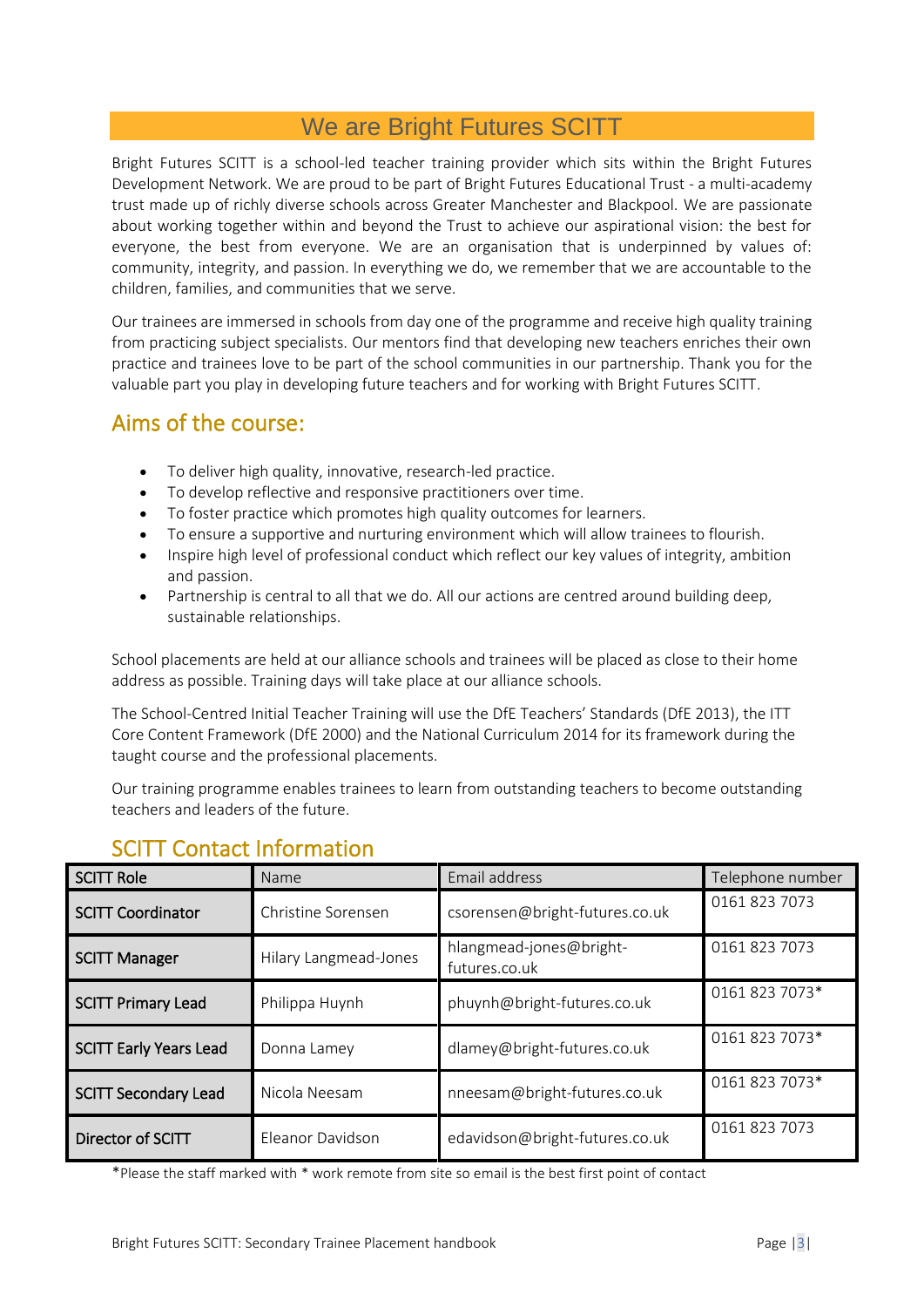# We are Bright Futures SCITT

Bright Futures SCITT is a school-led teacher training provider which sits within the Bright Futures Development Network. We are proud to be part of Bright Futures Educational Trust - a multi-academy trust made up of richly diverse schools across Greater Manchester and Blackpool. We are passionate about working together within and beyond the Trust to achieve our aspirational vision: the best for everyone, the best from everyone. We are an organisation that is underpinned by values of: community, integrity, and passion. In everything we do, we remember that we are accountable to the children, families, and communities that we serve.

Our trainees are immersed in schools from day one of the programme and receive high quality training from practicing subject specialists. Our mentors find that developing new teachers enriches their own practice and trainees love to be part of the school communities in our partnership. Thank you for the valuable part you play in developing future teachers and for working with Bright Futures SCITT.

## Aims of the course:

- To deliver high quality, innovative, research-led practice.
- To develop reflective and responsive practitioners over time.
- To foster practice which promotes high quality outcomes for learners.
- To ensure a supportive and nurturing environment which will allow trainees to flourish.
- Inspire high level of professional conduct which reflect our key values of integrity, ambition and passion.
- Partnership is central to all that we do. All our actions are centred around building deep, sustainable relationships.

School placements are held at our alliance schools and trainees will be placed as close to their home address as possible. Training days will take place at our alliance schools.

The School-Centred Initial Teacher Training will use the DfE Teachers' Standards (DfE 2013), the ITT Core Content Framework (DfE 2000) and the National Curriculum 2014 for its framework during the taught course and the professional placements.

Our training programme enables trainees to learn from outstanding teachers to become outstanding teachers and leaders of the future.

## SCITT Contact Information

| SCITT Role | Name | Email address | Telephone number |
|---|---|---|---|
| **SCITT Coordinator** | Christine Sorensen | csorensen@bright-futures.co.uk | 0161 823 7073 |
| **SCITT Manager** | Hilary Langmead-Jones | hlangmead-jones@bright-futures.co.uk | 0161 823 7073 |
| **SCITT Primary Lead** | Philippa Huynh | phuynh@bright-futures.co.uk | 0161 823 7073* |
| **SCITT Early Years Lead** | Donna Lamey | dlamey@bright-futures.co.uk | 0161 823 7073* |
| **SCITT Secondary Lead** | Nicola Neesam | nneesam@bright-futures.co.uk | 0161 823 7073* |
| **Director of SCITT** | Eleanor Davidson | edavidson@bright-futures.co.uk | 0161 823 7073 |

*Please the staff marked with * work remote from site so email is the best first point of contact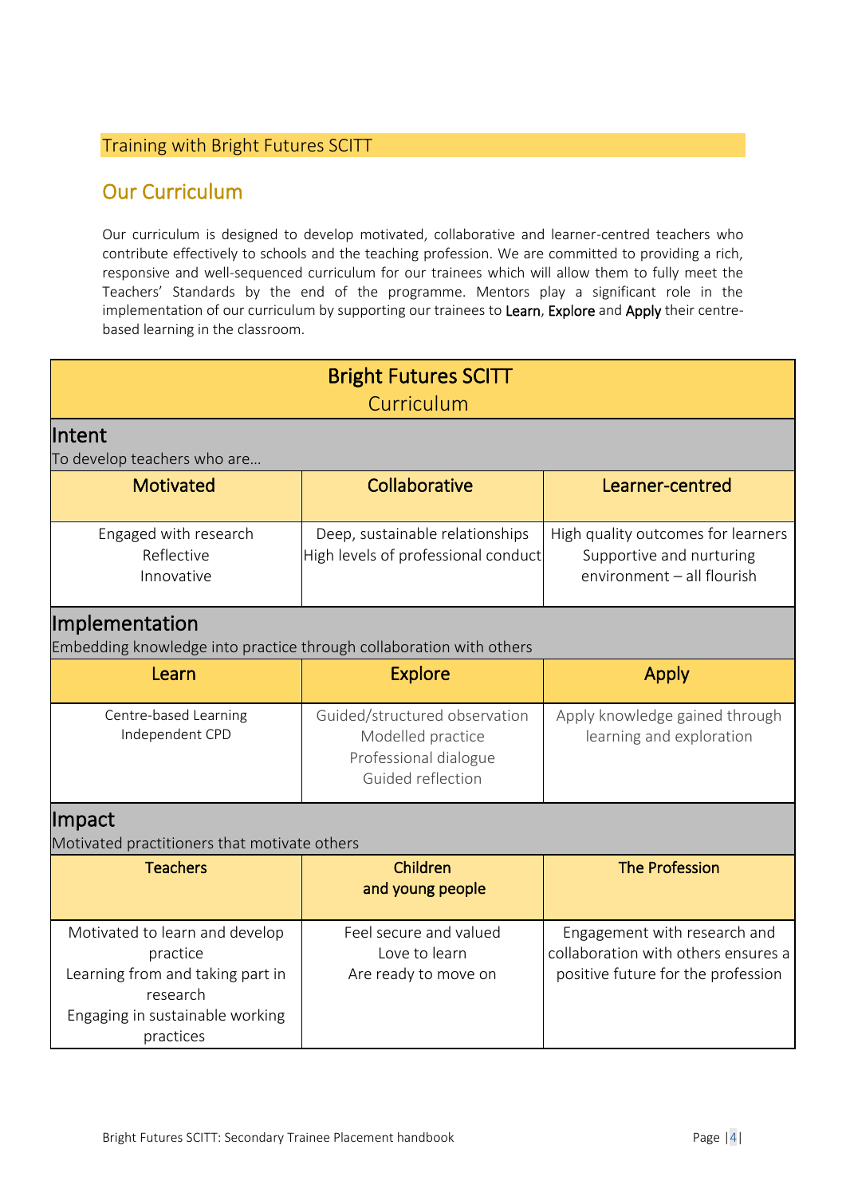## Training with Bright Futures SCITT

## Our Curriculum

Our curriculum is designed to develop motivated, collaborative and learner-centred teachers who contribute effectively to schools and the teaching profession. We are committed to providing a rich, responsive and well-sequenced curriculum for our trainees which will allow them to fully meet the Teachers' Standards by the end of the programme. Mentors play a significant role in the implementation of our curriculum by supporting our trainees to **Learn**, **Explore** and **Apply** their centre-based learning in the classroom.

| **Bright Futures SCITT**<br>Curriculum | | |
|---|---|---|
| **Intent**<br>To develop teachers who are… | | |
| **Motivated** | **Collaborative** | **Learner-centred** |
| Engaged with research<br>Reflective<br>Innovative | Deep, sustainable relationships<br>High levels of professional conduct | High quality outcomes for learners<br>Supportive and nurturing environment – all flourish |
| **Implementation**<br>Embedding knowledge into practice through collaboration with others | | |
| **Learn** | **Explore** | **Apply** |
| Centre-based Learning<br>Independent CPD | Guided/structured observation<br>Modelled practice<br>Professional dialogue<br>Guided reflection | Apply knowledge gained through learning and exploration |
| **Impact**<br>Motivated practitioners that motivate others | | |
| **Teachers** | **Children and young people** | **The Profession** |
| Motivated to learn and develop practice<br>Learning from and taking part in research<br>Engaging in sustainable working practices | Feel secure and valued<br>Love to learn<br>Are ready to move on | Engagement with research and collaboration with others ensures a positive future for the profession |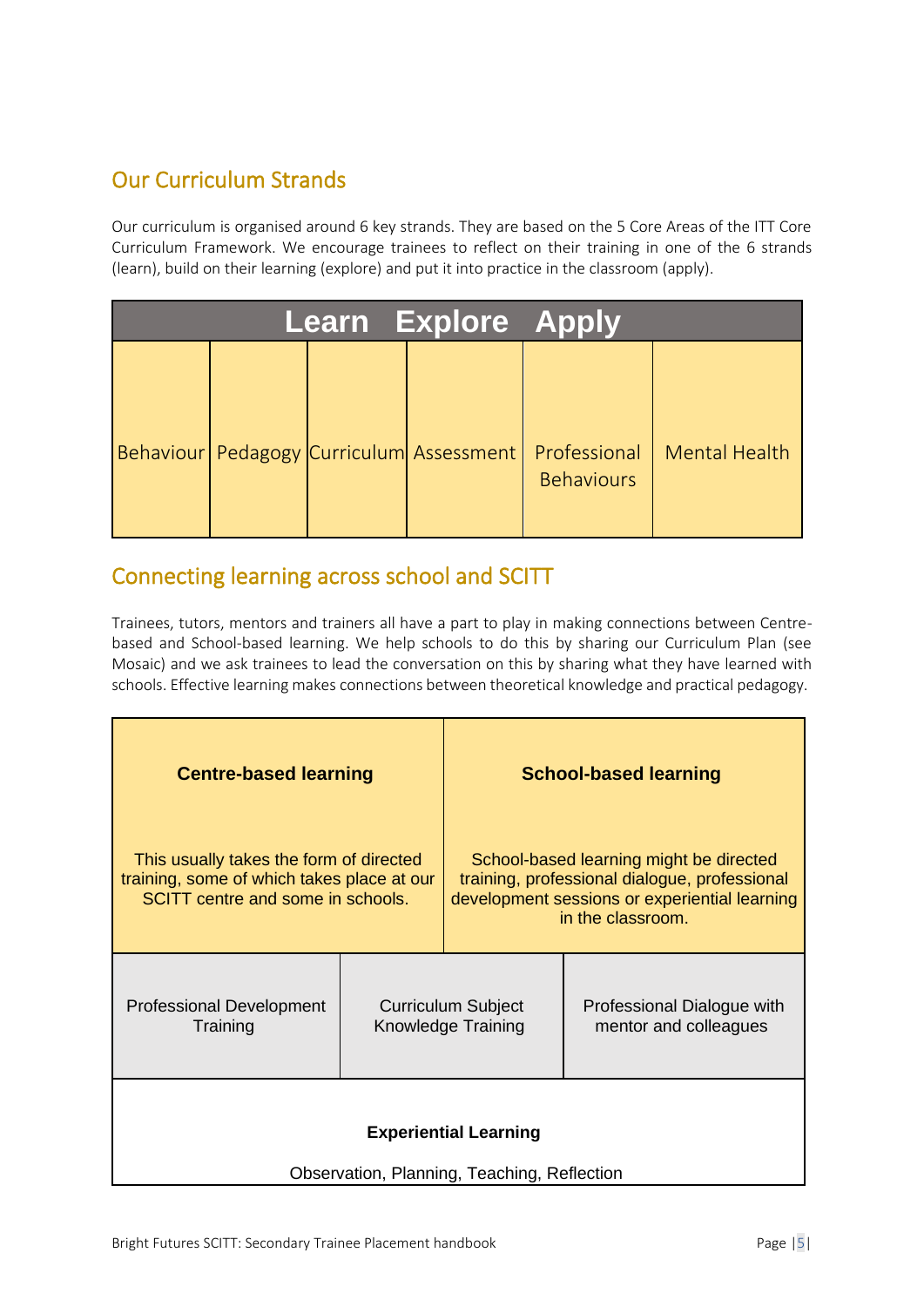## Our Curriculum Strands

Our curriculum is organised around 6 key strands. They are based on the 5 Core Areas of the ITT Core Curriculum Framework. We encourage trainees to reflect on their training in one of the 6 strands (learn), build on their learning (explore) and put it into practice in the classroom (apply).

| Learn Explore Apply | | | | | |
|---|---|---|---|---|---|
| Behaviour | Pedagogy | Curriculum | Assessment | Professional Behaviours | Mental Health |

## Connecting learning across school and SCITT

Trainees, tutors, mentors and trainers all have a part to play in making connections between Centre-based and School-based learning. We help schools to do this by sharing our Curriculum Plan (see Mosaic) and we ask trainees to lead the conversation on this by sharing what they have learned with schools. Effective learning makes connections between theoretical knowledge and practical pedagogy.

| **Centre-based learning** | | **School-based learning** |
|---|---|---|
| This usually takes the form of directed training, some of which takes place at our SCITT centre and some in schools. | | School-based learning might be directed training, professional dialogue, professional development sessions or experiential learning in the classroom. |
| Professional Development Training | Curriculum Subject Knowledge Training | Professional Dialogue with mentor and colleagues |
| **Experiential Learning**<br>Observation, Planning, Teaching, Reflection | | |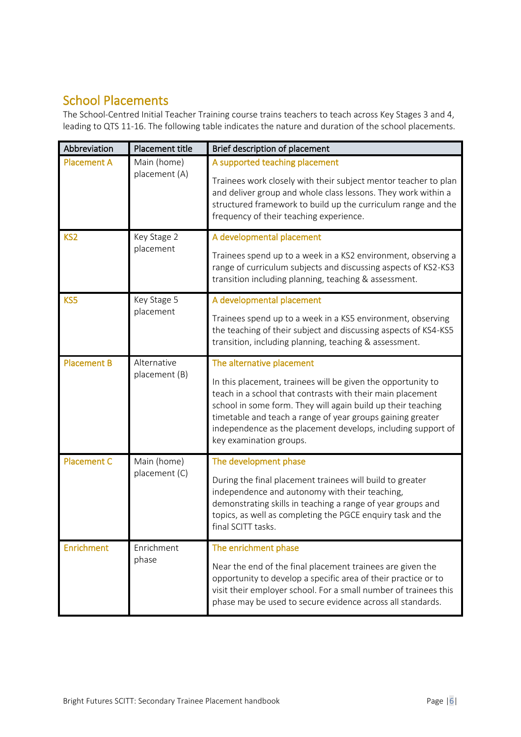## School Placements

The School-Centred Initial Teacher Training course trains teachers to teach across Key Stages 3 and 4, leading to QTS 11-16. The following table indicates the nature and duration of the school placements.

| Abbreviation | Placement title | Brief description of placement |
|---|---|---|
| Placement A | Main (home) placement (A) | A supported teaching placement<br><br>Trainees work closely with their subject mentor teacher to plan and deliver group and whole class lessons. They work within a structured framework to build up the curriculum range and the frequency of their teaching experience. |
| KS2 | Key Stage 2 placement | A developmental placement<br><br>Trainees spend up to a week in a KS2 environment, observing a range of curriculum subjects and discussing aspects of KS2-KS3 transition including planning, teaching & assessment. |
| KS5 | Key Stage 5 placement | A developmental placement<br><br>Trainees spend up to a week in a KS5 environment, observing the teaching of their subject and discussing aspects of KS4-KS5 transition, including planning, teaching & assessment. |
| Placement B | Alternative placement (B) | The alternative placement<br><br>In this placement, trainees will be given the opportunity to teach in a school that contrasts with their main placement school in some form. They will again build up their teaching timetable and teach a range of year groups gaining greater independence as the placement develops, including support of key examination groups. |
| Placement C | Main (home) placement (C) | The development phase<br><br>During the final placement trainees will build to greater independence and autonomy with their teaching, demonstrating skills in teaching a range of year groups and topics, as well as completing the PGCE enquiry task and the final SCITT tasks. |
| Enrichment | Enrichment phase | The enrichment phase<br><br>Near the end of the final placement trainees are given the opportunity to develop a specific area of their practice or to visit their employer school. For a small number of trainees this phase may be used to secure evidence across all standards. |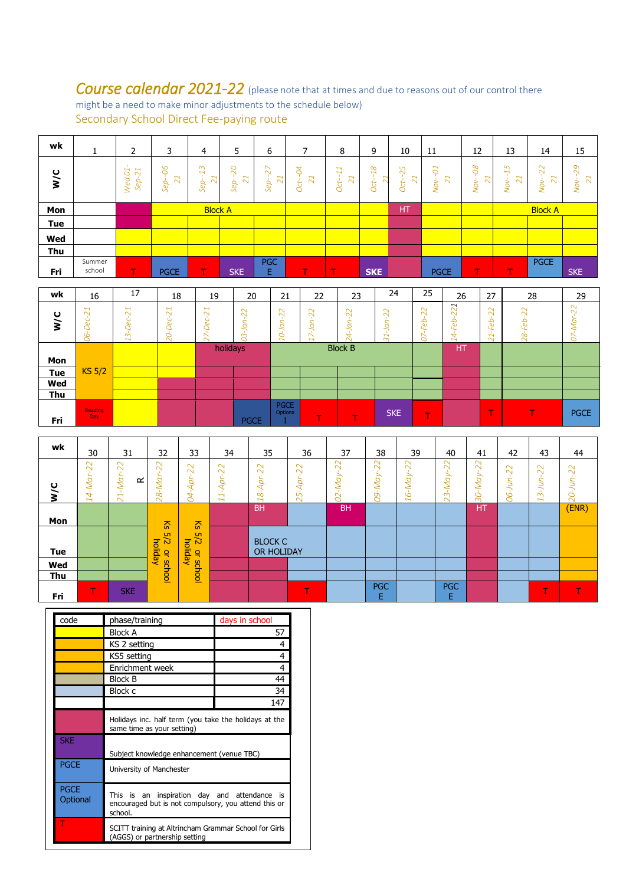## *Course calendar 2021-22* (please note that at times and due to reasons out of our control there might be a need to make minor adjustments to the schedule below)

Secondary School Direct Fee-paying route

| wk | 1 | 2 | 3 | 4 | 5 | 6 | 7 | 8 | 9 | 10 | 11 | 12 | 13 | 14 | 15 |
|---|---|---|---|---|---|---|---|---|---|---|---|---|---|---|---|
| W/C | | Wed 01-Sep-21 | Sep-06 21 | Sep-13 21 | Sep-20 21 | Sep-27 21 | Oct-04 21 | Oct-11 21 | Oct-18 21 | Oct-25 21 | Nov-01 21 | Nov-08 21 | Nov-15 21 | Nov-22 21 | Nov-29 21 |
| Mon | | | Block A | | | | | | | HT | | | Block A | | |
| Tue | | | | | | | | | | | | | | | |
| Wed | | | | | | | | | | | | | | | |
| Thu | | | | | | | | | | | | | | | |
| Fri | Summer school | T | PGCE | T | SKE | PGCE | T | T | SKE | | PGCE | T | T | PGCE | SKE |

| wk | 16 | 17 | 18 | 19 | 20 | 21 | 22 | 23 | 24 | 25 | 26 | 27 | 28 | 29 |
|---|---|---|---|---|---|---|---|---|---|---|---|---|---|---|
| W/C | 06-Dec-21 | 13-Dec-21 | 20-Dec-21 | 27-Dec-21 | 03-Jan-22 | 10-Jan-22 | 17-Jan-22 | 24-Jan-22 | 31-Jan-22 | 07-Feb-22 | 14-Feb-221 | 21-Feb-22 | 28-Feb-22 | 07-Mar-22 |
| Mon | KS 5/2 | | | holidays | | | | Block B | | | HT | | | |
| Tue | | | | | | | | | | | | | | |
| Wed | | | | | | | | | | | | | | |
| Thu | | | | | | | | | | | | | | |
| Fri | Reading Day | | | | PGCE | PGCE Optional | T | T | SKE | T | | T | T | PGCE |

| wk | 30 | 31 | 32 | 33 | 34 | 35 | 36 | 37 | 38 | 39 | 40 | 41 | 42 | 43 | 44 |
|---|---|---|---|---|---|---|---|---|---|---|---|---|---|---|---|
| W/C | 14-Mar-22 | 21-Mar-22 R | 28-Mar-22 | 04-Apr-22 | 11-Apr-22 | 18-Apr-22 | 25-Apr-22 | 02-May-22 | 09-May-22 | 16-May-22 | 23-May-22 | 30-May-22 | 06-Jun-22 | 13-Jun-22 | 20-Jun-22 |
| Mon | | | Ks 5/2 or school holiday | Ks 5/2 or school holiday | | BH | | BH | | | | HT | | | (ENR) |
| Tue | | | | | | BLOCK C OR HOLIDAY | | | | | | | | | |
| Wed | | | | | | | | | | | | | | | |
| Thu | | | | | | | | | | | | | | | |
| Fri | T | SKE | | | | | T | | PGCE | | PGCE | | | T | T |

| code | phase/training | days in school |
|---|---|---|
| (yellow) | Block A | 57 |
| (orange) | KS 2 setting | 4 |
| (orange) | KS5 setting | 4 |
| (orange) | Enrichment week | 4 |
| (green) | Block B | 44 |
| (light blue) | Block c | 34 |
| | | 147 |
| (dark pink) | Holidays inc. half term (you take the holidays at the same time as your setting) | |
| SKE | Subject knowledge enhancement (venue TBC) | |
| PGCE | University of Manchester | |
| PGCE Optional | This is an inspiration day and attendance is encouraged but is not compulsory, you attend this or school. | |
| T | SCITT training at Altrincham Grammar School for Girls (AGGS) or partnership setting | |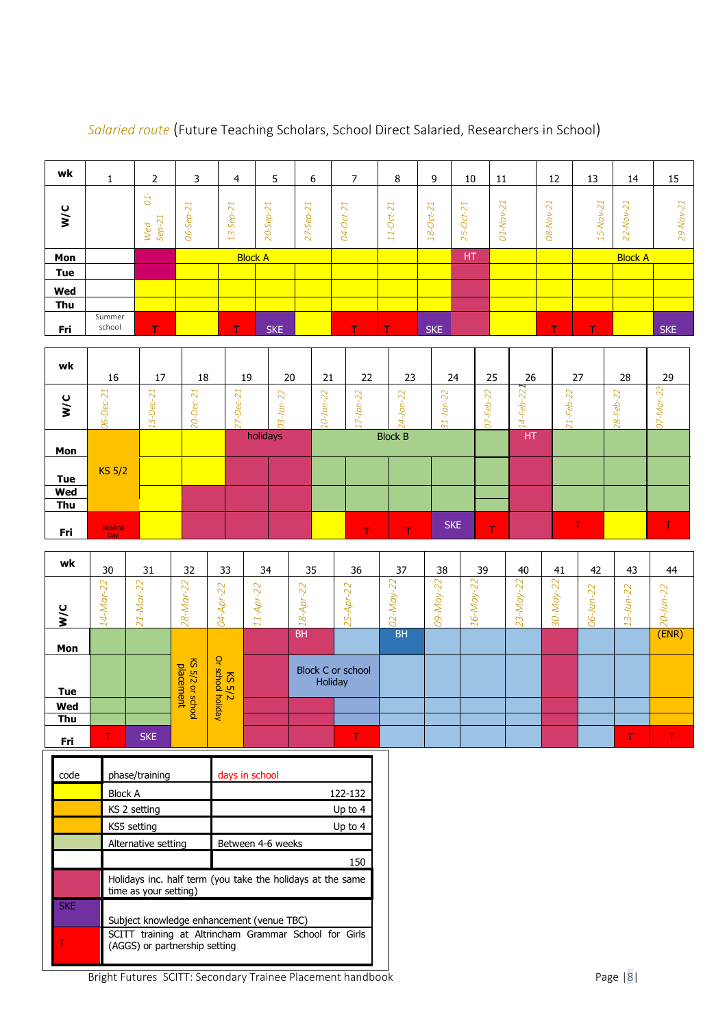*Salaried route* (Future Teaching Scholars, School Direct Salaried, Researchers in School)

| wk | 1 | 2 | 3 | 4 | 5 | 6 | 7 | 8 | 9 | 10 | 11 | 12 | 13 | 14 | 15 |
|---|---|---|---|---|---|---|---|---|---|---|---|---|---|---|---|
| W/C | | Wed 01-Sep-21 | 06-Sep-21 | 13-Sep-21 | 20-Sep-21 | 27-Sep-21 | 04-Oct-21 | 11-Oct-21 | 18-Oct-21 | 25-Oct-21 | 01-Nov-21 | 08-Nov-21 | 15-Nov-21 | 22-Nov-21 | 29-Nov-21 |
| Mon | | | Block A | | | | | | | HT | | | Block A | | |
| Tue | | | | | | | | | | | | | | | |
| Wed | | | | | | | | | | | | | | | |
| Thu | | | | | | | | | | | | | | | |
| Fri | Summer school | T | | T | SKE | | T | T | SKE | | | T | T | | SKE |

| wk | 16 | 17 | 18 | 19 | 20 | 21 | 22 | 23 | 24 | 25 | 26 | 27 | 28 | 29 |
|---|---|---|---|---|---|---|---|---|---|---|---|---|---|---|
| W/C | 06-Dec-21 | 13-Dec-21 | 20-Dec-21 | 27-Dec-21 | 03-Jan-22 | 10-Jan-22 | 17-Jan-22 | 24-Jan-22 | 31-Jan-22 | 07-Feb-22 | 14-Feb-22 | 21-Feb-22 | 28-Feb-22 | 07-Mar-22 |
| Mon | KS 5/2 | | | holidays | | Block B | | | | | HT | | | |
| Tue | | | | | | | | | | | | | | |
| Wed | | | | | | | | | | | | | | |
| Thu | | | | | | | | | | | | | | |
| Fri | Reading Day | | | | | | T | T | SKE | T | | T | | T |

| wk | 30 | 31 | 32 | 33 | 34 | 35 | 36 | 37 | 38 | 39 | 40 | 41 | 42 | 43 | 44 |
|---|---|---|---|---|---|---|---|---|---|---|---|---|---|---|---|
| W/C | 14-Mar-22 | 21-Mar-22 | 28-Mar-22 | 04-Apr-22 | 11-Apr-22 | 18-Apr-22 | 25-Apr-22 | 02-May-22 | 09-May-22 | 16-May-22 | 23-May-22 | 30-May-22 | 06-Jun-22 | 13-Jun-22 | 20-Jun-22 |
| Mon | | | KS 5/2 or school placement | KS 5/2 Or school holiday | | BH | | BH | | | | | | | (ENR) |
| Tue | | | | | | Block C or school Holiday | | | | | | | | | |
| Wed | | | | | | | | | | | | | | | |
| Thu | | | | | | | | | | | | | | | |
| Fri | T | SKE | | | | | T | | | | | | | T | T |

| code | phase/training | days in school |
|---|---|---|
| (yellow) | Block A | 122-132 |
| (orange) | KS 2 setting | Up to 4 |
| (orange) | KS5 setting | Up to 4 |
| (green) | Alternative setting | Between 4-6 weeks |
| | | 150 |
| (pink) | Holidays inc. half term (you take the holidays at the same time as your setting) | |
| SKE | Subject knowledge enhancement (venue TBC) | |
| T | SCITT training at Altrincham Grammar School for Girls (AGGS) or partnership setting | |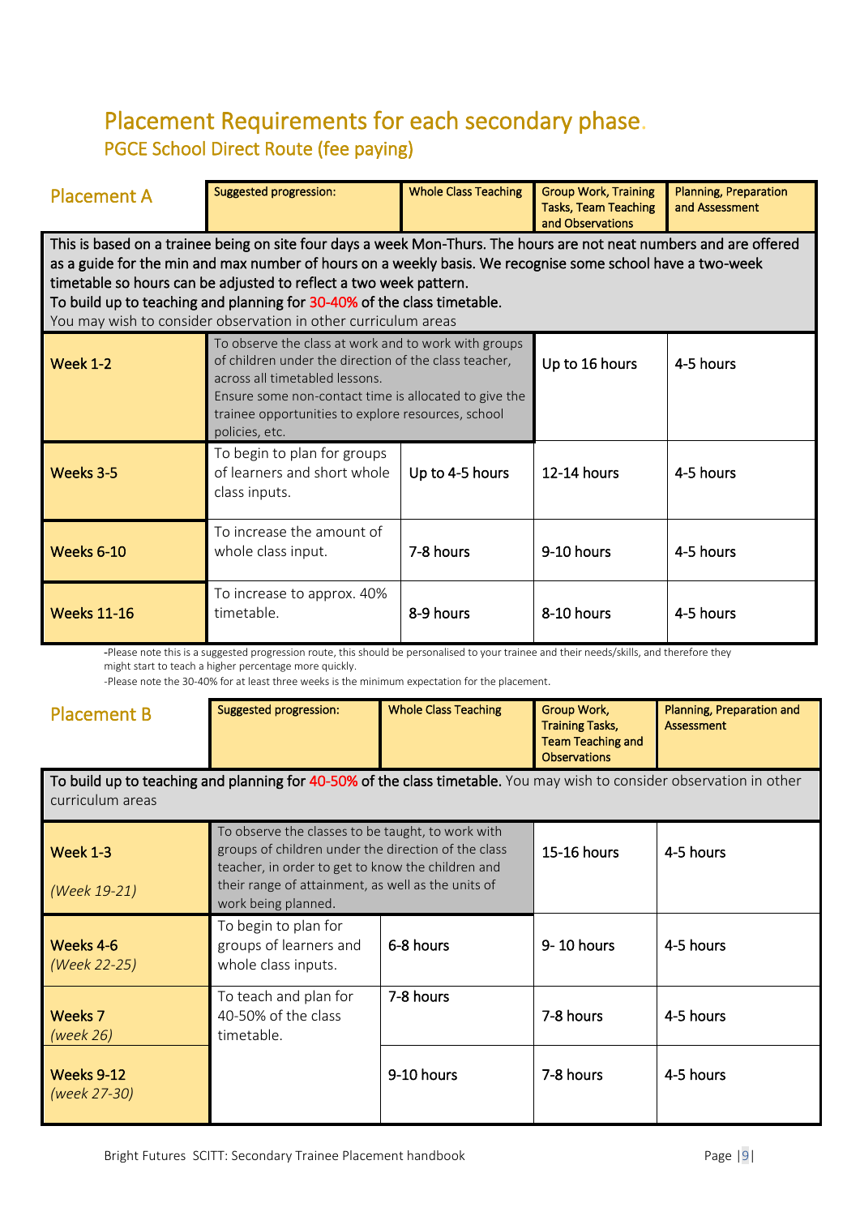# Placement Requirements for each secondary phase.

## PGCE School Direct Route (fee paying)

| Placement A | Suggested progression: | Whole Class Teaching | Group Work, Training Tasks, Team Teaching and Observations | Planning, Preparation and Assessment |
|---|---|---|---|---|
| This is based on a trainee being on site four days a week Mon-Thurs. The hours are not neat numbers and are offered as a guide for the min and max number of hours on a weekly basis. We recognise some school have a two-week timetable so hours can be adjusted to reflect a two week pattern. To build up to teaching and planning for 30-40% of the class timetable. You may wish to consider observation in other curriculum areas | | | | |
| Week 1-2 | To observe the class at work and to work with groups of children under the direction of the class teacher, across all timetabled lessons. Ensure some non-contact time is allocated to give the trainee opportunities to explore resources, school policies, etc. | | Up to 16 hours | 4-5 hours |
| Weeks 3-5 | To begin to plan for groups of learners and short whole class inputs. | Up to 4-5 hours | 12-14 hours | 4-5 hours |
| Weeks 6-10 | To increase the amount of whole class input. | 7-8 hours | 9-10 hours | 4-5 hours |
| Weeks 11-16 | To increase to approx. 40% timetable. | 8-9 hours | 8-10 hours | 4-5 hours |

-Please note this is a suggested progression route, this should be personalised to your trainee and their needs/skills, and therefore they might start to teach a higher percentage more quickly.

-Please note the 30-40% for at least three weeks is the minimum expectation for the placement.

| Placement B | Suggested progression: | Whole Class Teaching | Group Work, Training Tasks, Team Teaching and Observations | Planning, Preparation and Assessment |
|---|---|---|---|---|
| To build up to teaching and planning for 40-50% of the class timetable. You may wish to consider observation in other curriculum areas | | | | |
| Week 1-3 *(Week 19-21)* | To observe the classes to be taught, to work with groups of children under the direction of the class teacher, in order to get to know the children and their range of attainment, as well as the units of work being planned. | | 15-16 hours | 4-5 hours |
| Weeks 4-6 *(Week 22-25)* | To begin to plan for groups of learners and whole class inputs. | 6-8 hours | 9- 10 hours | 4-5 hours |
| Weeks 7 *(week 26)* | To teach and plan for 40-50% of the class timetable. | 7-8 hours | 7-8 hours | 4-5 hours |
| Weeks 9-12 *(week 27-30)* | | 9-10 hours | 7-8 hours | 4-5 hours |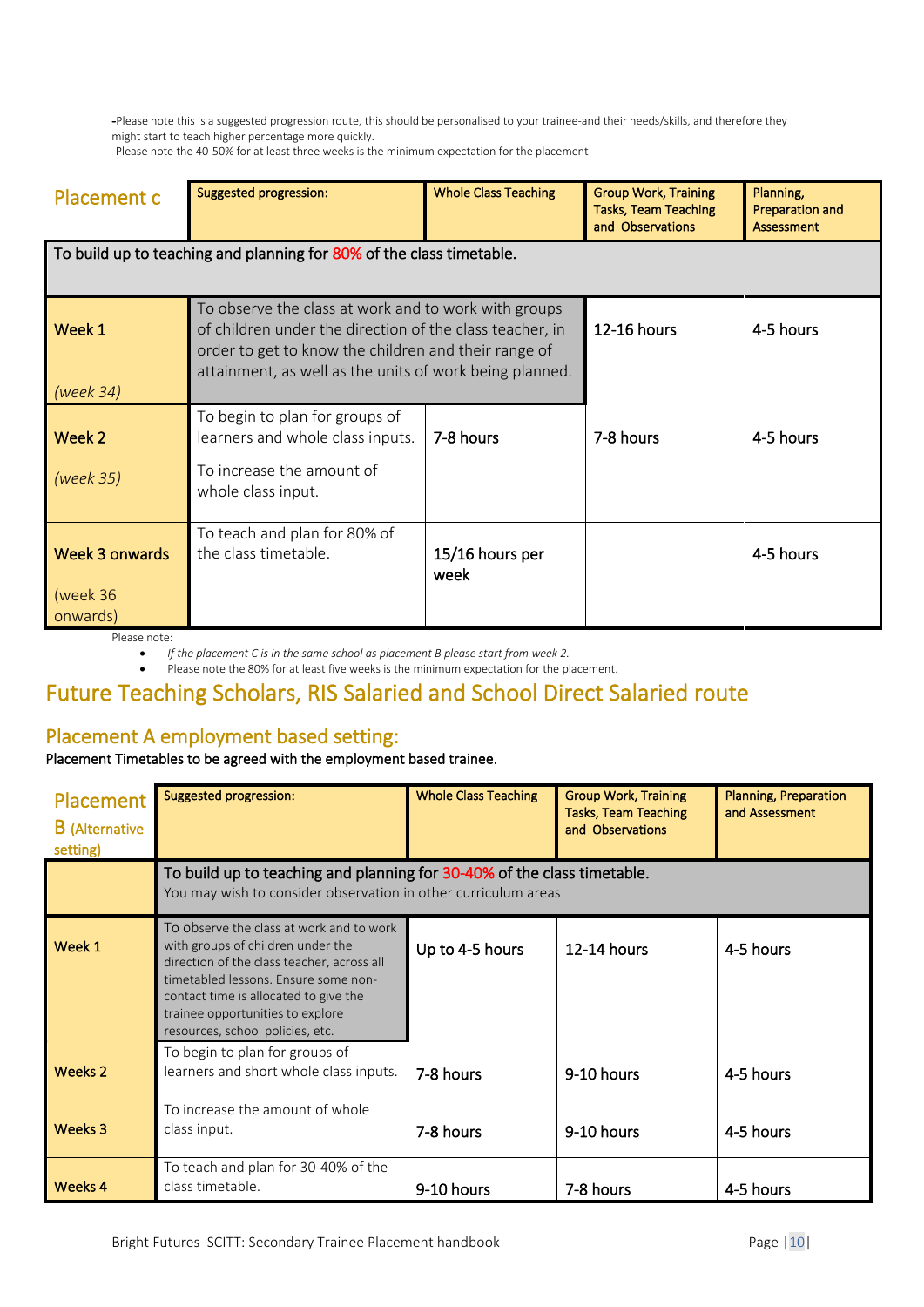-Please note this is a suggested progression route, this should be personalised to your trainee-and their needs/skills, and therefore they might start to teach higher percentage more quickly.
-Please note the 40-50% for at least three weeks is the minimum expectation for the placement

| Placement c | Suggested progression: | Whole Class Teaching | Group Work, Training Tasks, Team Teaching and Observations | Planning, Preparation and Assessment |
|---|---|---|---|---|
| To build up to teaching and planning for 80% of the class timetable. | | | | |
| Week 1 *(week 34)* | To observe the class at work and to work with groups of children under the direction of the class teacher, in order to get to know the children and their range of attainment, as well as the units of work being planned. | | 12-16 hours | 4-5 hours |
| Week 2 *(week 35)* | To begin to plan for groups of learners and whole class inputs. To increase the amount of whole class input. | 7-8 hours | 7-8 hours | 4-5 hours |
| Week 3 onwards (week 36 onwards) | To teach and plan for 80% of the class timetable. | 15/16 hours per week | | 4-5 hours |

Please note:

- *If the placement C is in the same school as placement B please start from week 2.*
- Please note the 80% for at least five weeks is the minimum expectation for the placement.

# Future Teaching Scholars, RIS Salaried and School Direct Salaried route

## Placement A employment based setting:

Placement Timetables to be agreed with the employment based trainee.

| Placement B (Alternative setting) | Suggested progression: | Whole Class Teaching | Group Work, Training Tasks, Team Teaching and Observations | Planning, Preparation and Assessment |
|---|---|---|---|---|
| | To build up to teaching and planning for 30-40% of the class timetable. You may wish to consider observation in other curriculum areas | | | |
| Week 1 | To observe the class at work and to work with groups of children under the direction of the class teacher, across all timetabled lessons. Ensure some non-contact time is allocated to give the trainee opportunities to explore resources, school policies, etc. | Up to 4-5 hours | 12-14 hours | 4-5 hours |
| Weeks 2 | To begin to plan for groups of learners and short whole class inputs. | 7-8 hours | 9-10 hours | 4-5 hours |
| Weeks 3 | To increase the amount of whole class input. | 7-8 hours | 9-10 hours | 4-5 hours |
| Weeks 4 | To teach and plan for 30-40% of the class timetable. | 9-10 hours | 7-8 hours | 4-5 hours |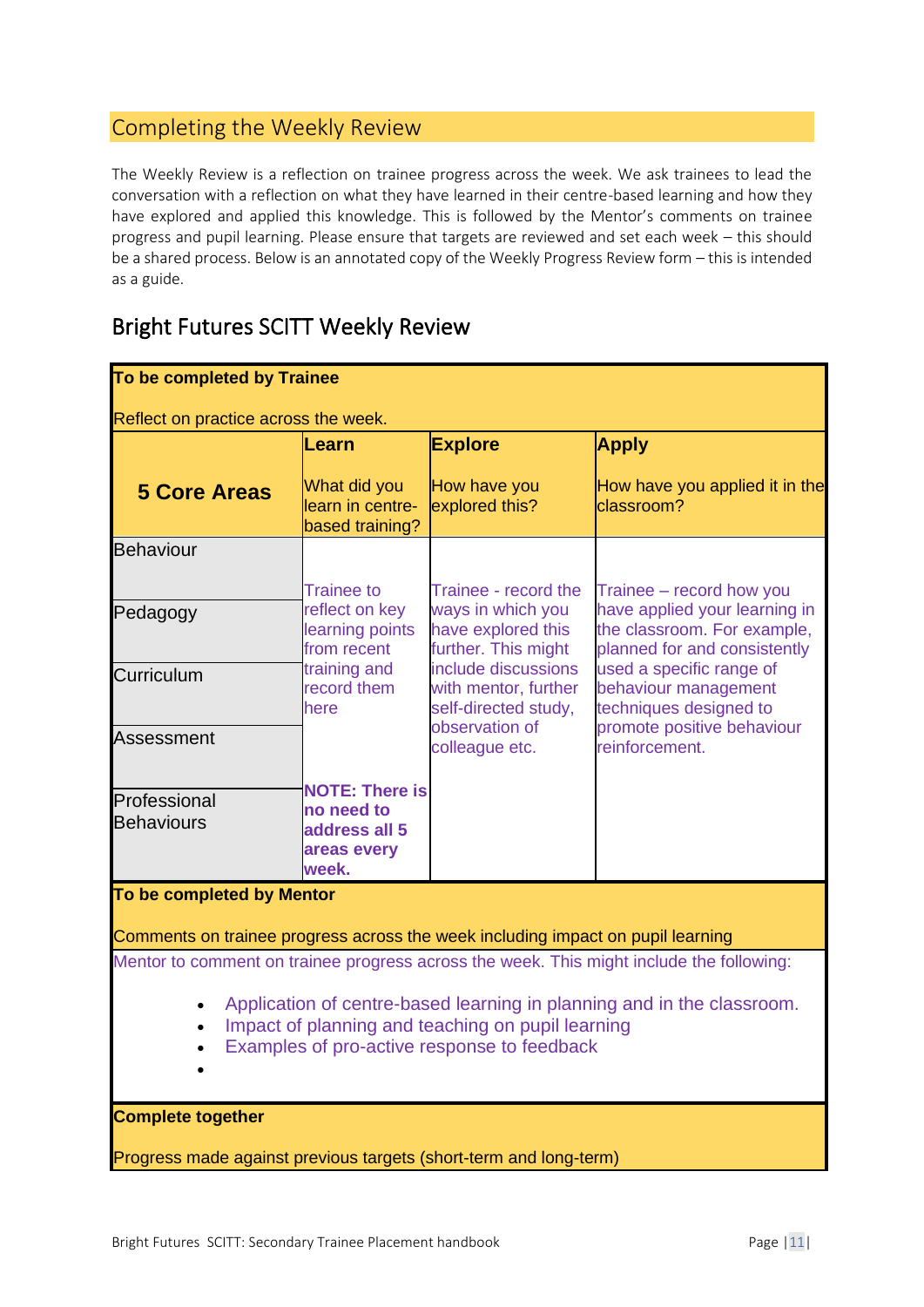## Completing the Weekly Review

The Weekly Review is a reflection on trainee progress across the week. We ask trainees to lead the conversation with a reflection on what they have learned in their centre-based learning and how they have explored and applied this knowledge. This is followed by the Mentor's comments on trainee progress and pupil learning. Please ensure that targets are reviewed and set each week – this should be a shared process. Below is an annotated copy of the Weekly Progress Review form – this is intended as a guide.

## Bright Futures SCITT Weekly Review

| **To be completed by Trainee**<br><br>Reflect on practice across the week. | | | |
|---|---|---|---|
| **5 Core Areas** | **Learn**<br><br>What did you learn in centre-based training? | **Explore**<br><br>How have you explored this? | **Apply**<br><br>How have you applied it in the classroom? |
| Behaviour<br><br>Pedagogy<br><br>Curriculum<br><br>Assessment<br><br>Professional Behaviours | Trainee to reflect on key learning points from recent training and record them here<br><br>**NOTE: There is no need to address all 5 areas every week.** | Trainee - record the ways in which you have explored this further. This might include discussions with mentor, further self-directed study, observation of colleague etc. | Trainee – record how you have applied your learning in the classroom. For example, planned for and consistently used a specific range of behaviour management techniques designed to promote positive behaviour reinforcement. |
| **To be completed by Mentor**<br><br>Comments on trainee progress across the week including impact on pupil learning | | | |
| Mentor to comment on trainee progress across the week. This might include the following:<br><br>• Application of centre-based learning in planning and in the classroom.<br>• Impact of planning and teaching on pupil learning<br>• Examples of pro-active response to feedback<br>• | | | |
| **Complete together**<br><br>Progress made against previous targets (short-term and long-term) | | | |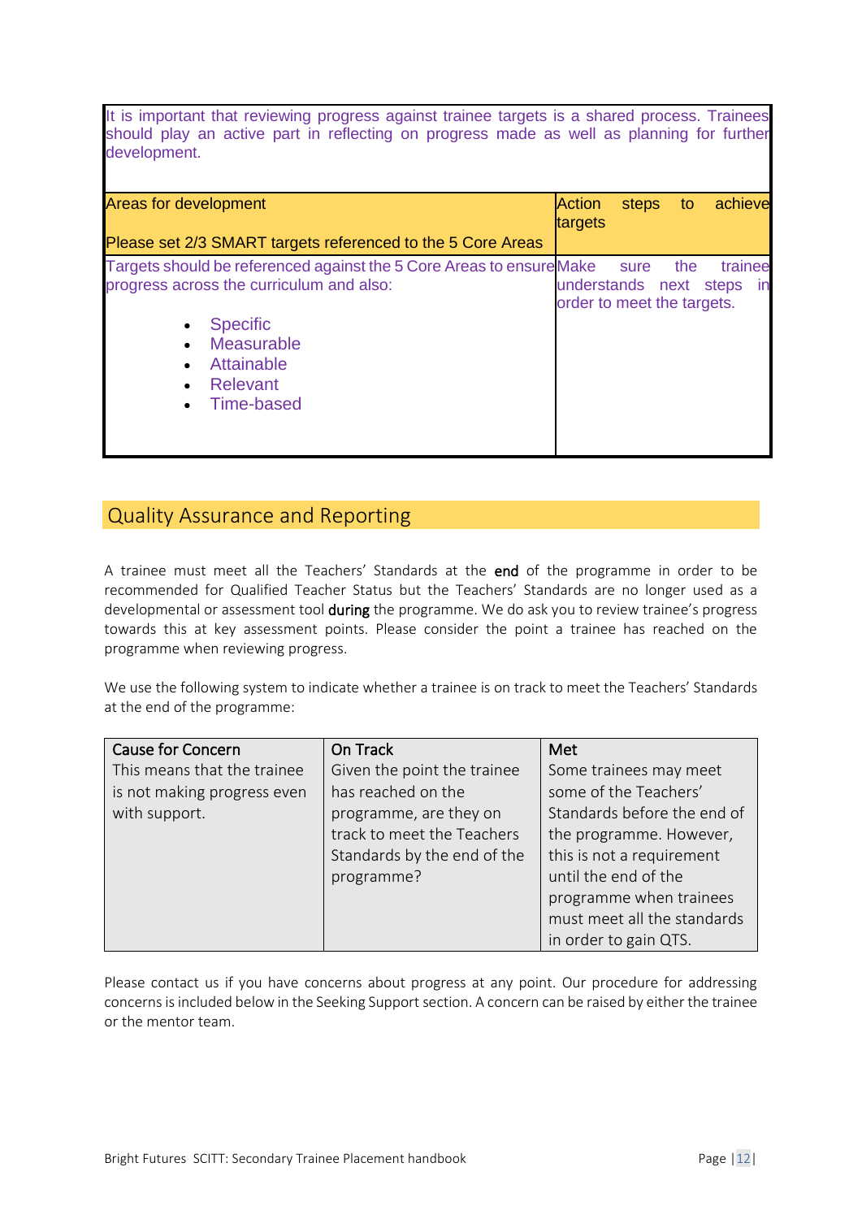It is important that reviewing progress against trainee targets is a shared process. Trainees should play an active part in reflecting on progress made as well as planning for further development.

| Areas for development<br><br>Please set 2/3 SMART targets referenced to the 5 Core Areas | Action steps to achieve targets |
|---|---|
| Targets should be referenced against the 5 Core Areas to ensure progress across the curriculum and also:<br>• Specific<br>• Measurable<br>• Attainable<br>• Relevant<br>• Time-based | Make sure the trainee understands next steps in order to meet the targets. |

## Quality Assurance and Reporting

A trainee must meet all the Teachers' Standards at the **end** of the programme in order to be recommended for Qualified Teacher Status but the Teachers' Standards are no longer used as a developmental or assessment tool **during** the programme. We do ask you to review trainee's progress towards this at key assessment points. Please consider the point a trainee has reached on the programme when reviewing progress.

We use the following system to indicate whether a trainee is on track to meet the Teachers' Standards at the end of the programme:

| Cause for Concern | On Track | Met |
|---|---|---|
| This means that the trainee is not making progress even with support. | Given the point the trainee has reached on the programme, are they on track to meet the Teachers Standards by the end of the programme? | Some trainees may meet some of the Teachers' Standards before the end of the programme. However, this is not a requirement until the end of the programme when trainees must meet all the standards in order to gain QTS. |

Please contact us if you have concerns about progress at any point. Our procedure for addressing concerns is included below in the Seeking Support section. A concern can be raised by either the trainee or the mentor team.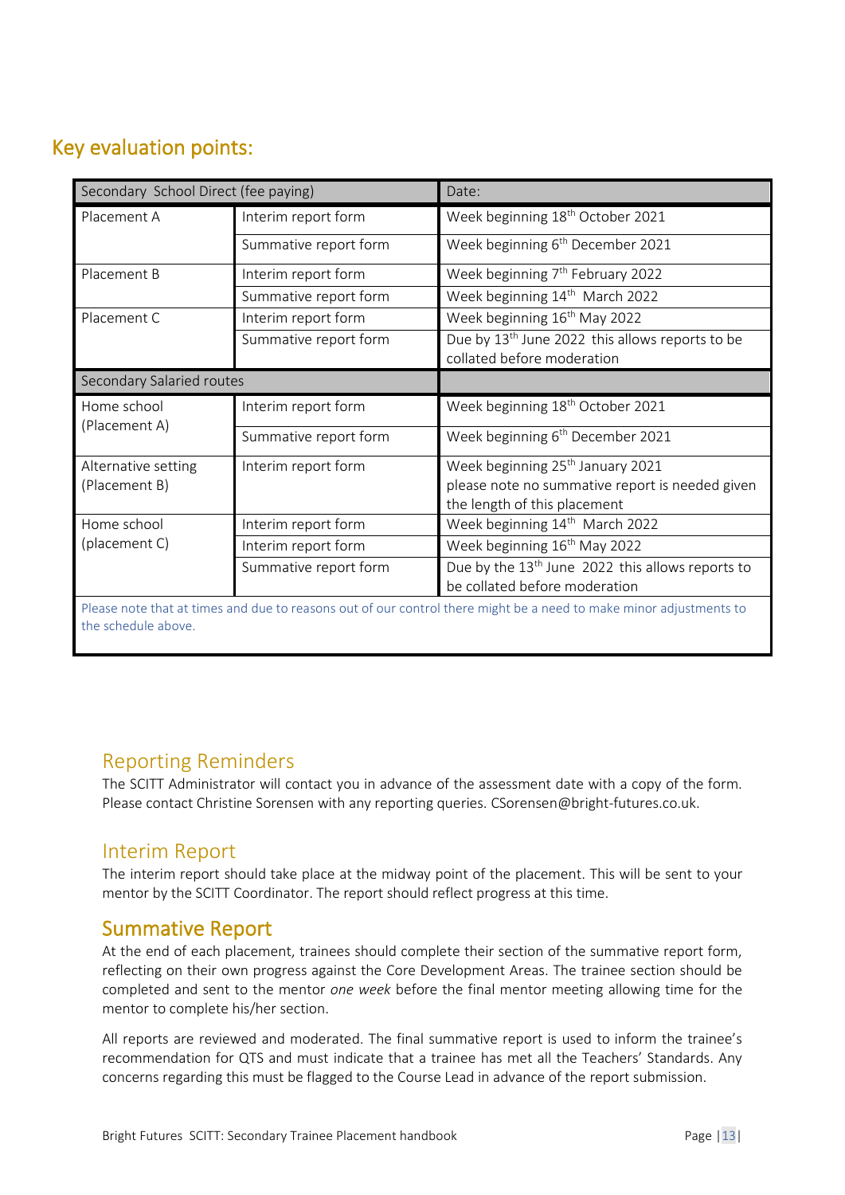## Key evaluation points:

| Secondary School Direct (fee paying) | | Date: |
|---|---|---|
| Placement A | Interim report form | Week beginning 18th October 2021 |
| | Summative report form | Week beginning 6th December 2021 |
| Placement B | Interim report form | Week beginning 7th February 2022 |
| | Summative report form | Week beginning 14th March 2022 |
| Placement C | Interim report form | Week beginning 16th May 2022 |
| | Summative report form | Due by 13th June 2022 this allows reports to be collated before moderation |
| Secondary Salaried routes | | |
| Home school (Placement A) | Interim report form | Week beginning 18th October 2021 |
| | Summative report form | Week beginning 6th December 2021 |
| Alternative setting (Placement B) | Interim report form | Week beginning 25th January 2021 please note no summative report is needed given the length of this placement |
| Home school (placement C) | Interim report form | Week beginning 14th March 2022 |
| | Interim report form | Week beginning 16th May 2022 |
| | Summative report form | Due by the 13th June 2022 this allows reports to be collated before moderation |

Please note that at times and due to reasons out of our control there might be a need to make minor adjustments to the schedule above.

## Reporting Reminders

The SCITT Administrator will contact you in advance of the assessment date with a copy of the form. Please contact Christine Sorensen with any reporting queries. CSorensen@bright-futures.co.uk.

## Interim Report

The interim report should take place at the midway point of the placement. This will be sent to your mentor by the SCITT Coordinator. The report should reflect progress at this time.

## Summative Report

At the end of each placement, trainees should complete their section of the summative report form, reflecting on their own progress against the Core Development Areas. The trainee section should be completed and sent to the mentor *one week* before the final mentor meeting allowing time for the mentor to complete his/her section.

All reports are reviewed and moderated. The final summative report is used to inform the trainee's recommendation for QTS and must indicate that a trainee has met all the Teachers' Standards. Any concerns regarding this must be flagged to the Course Lead in advance of the report submission.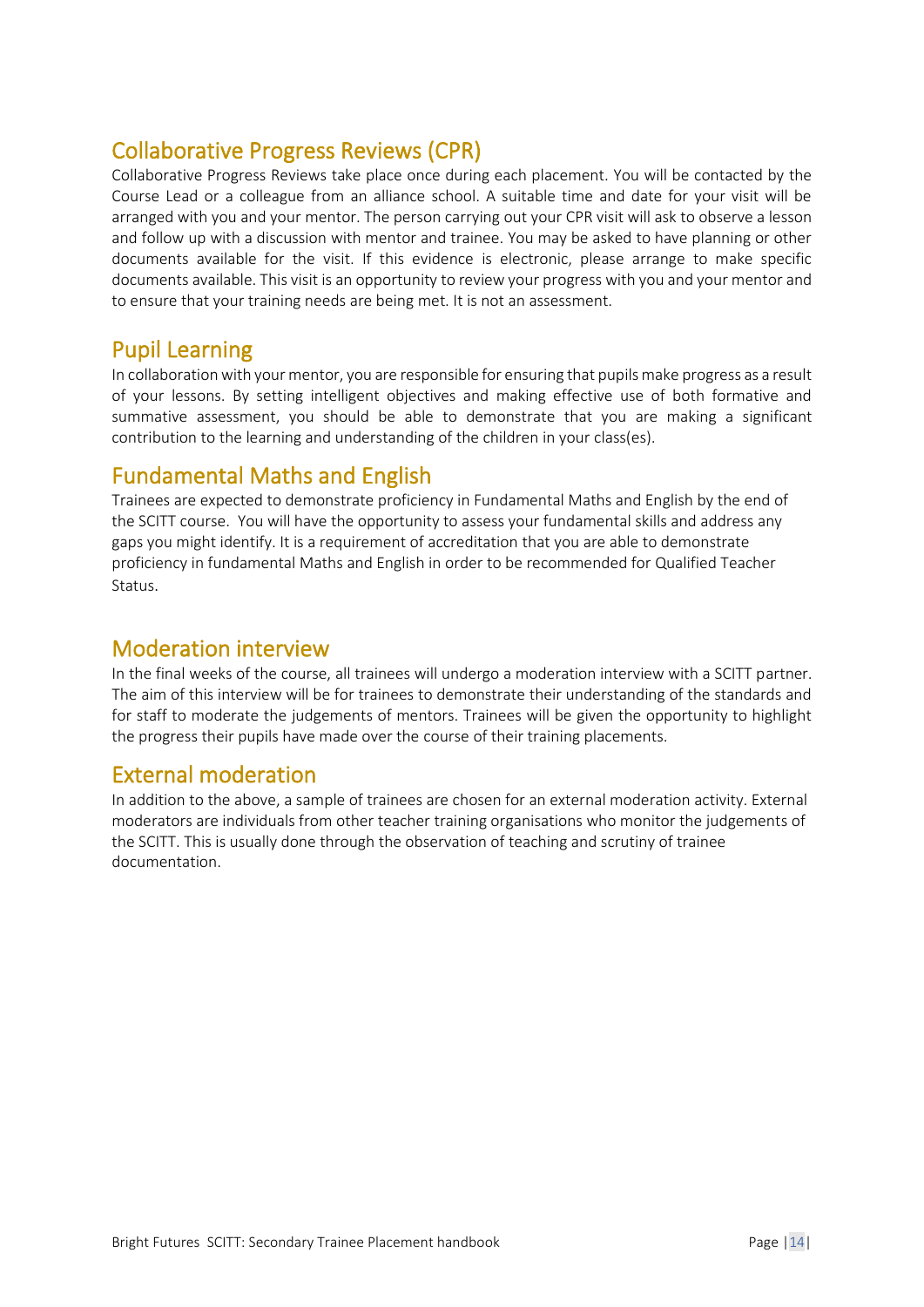## Collaborative Progress Reviews (CPR)

Collaborative Progress Reviews take place once during each placement. You will be contacted by the Course Lead or a colleague from an alliance school. A suitable time and date for your visit will be arranged with you and your mentor. The person carrying out your CPR visit will ask to observe a lesson and follow up with a discussion with mentor and trainee. You may be asked to have planning or other documents available for the visit. If this evidence is electronic, please arrange to make specific documents available. This visit is an opportunity to review your progress with you and your mentor and to ensure that your training needs are being met. It is not an assessment.

## Pupil Learning

In collaboration with your mentor, you are responsible for ensuring that pupils make progress as a result of your lessons. By setting intelligent objectives and making effective use of both formative and summative assessment, you should be able to demonstrate that you are making a significant contribution to the learning and understanding of the children in your class(es).

## Fundamental Maths and English

Trainees are expected to demonstrate proficiency in Fundamental Maths and English by the end of the SCITT course. You will have the opportunity to assess your fundamental skills and address any gaps you might identify. It is a requirement of accreditation that you are able to demonstrate proficiency in fundamental Maths and English in order to be recommended for Qualified Teacher Status.

## Moderation interview

In the final weeks of the course, all trainees will undergo a moderation interview with a SCITT partner. The aim of this interview will be for trainees to demonstrate their understanding of the standards and for staff to moderate the judgements of mentors. Trainees will be given the opportunity to highlight the progress their pupils have made over the course of their training placements.

## External moderation

In addition to the above, a sample of trainees are chosen for an external moderation activity. External moderators are individuals from other teacher training organisations who monitor the judgements of the SCITT. This is usually done through the observation of teaching and scrutiny of trainee documentation.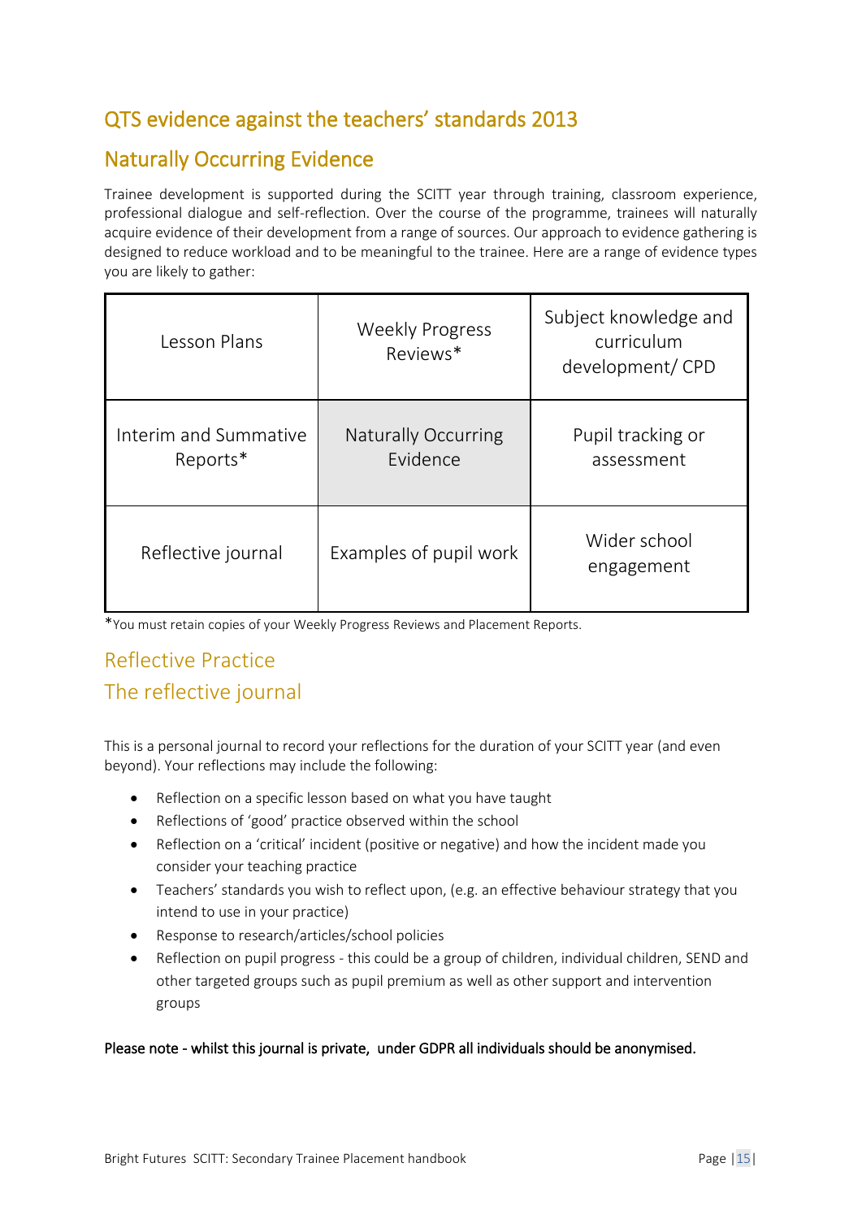# QTS evidence against the teachers' standards 2013

## Naturally Occurring Evidence

Trainee development is supported during the SCITT year through training, classroom experience, professional dialogue and self-reflection. Over the course of the programme, trainees will naturally acquire evidence of their development from a range of sources. Our approach to evidence gathering is designed to reduce workload and to be meaningful to the trainee. Here are a range of evidence types you are likely to gather:

| | | |
|---|---|---|
| Lesson Plans | Weekly Progress Reviews* | Subject knowledge and curriculum development/ CPD |
| Interim and Summative Reports* | Naturally Occurring Evidence | Pupil tracking or assessment |
| Reflective journal | Examples of pupil work | Wider school engagement |

*You must retain copies of your Weekly Progress Reviews and Placement Reports.

## Reflective Practice

## The reflective journal

This is a personal journal to record your reflections for the duration of your SCITT year (and even beyond). Your reflections may include the following:

- Reflection on a specific lesson based on what you have taught
- Reflections of 'good' practice observed within the school
- Reflection on a 'critical' incident (positive or negative) and how the incident made you consider your teaching practice
- Teachers' standards you wish to reflect upon, (e.g. an effective behaviour strategy that you intend to use in your practice)
- Response to research/articles/school policies
- Reflection on pupil progress - this could be a group of children, individual children, SEND and other targeted groups such as pupil premium as well as other support and intervention groups

**Please note - whilst this journal is private, under GDPR all individuals should be anonymised.**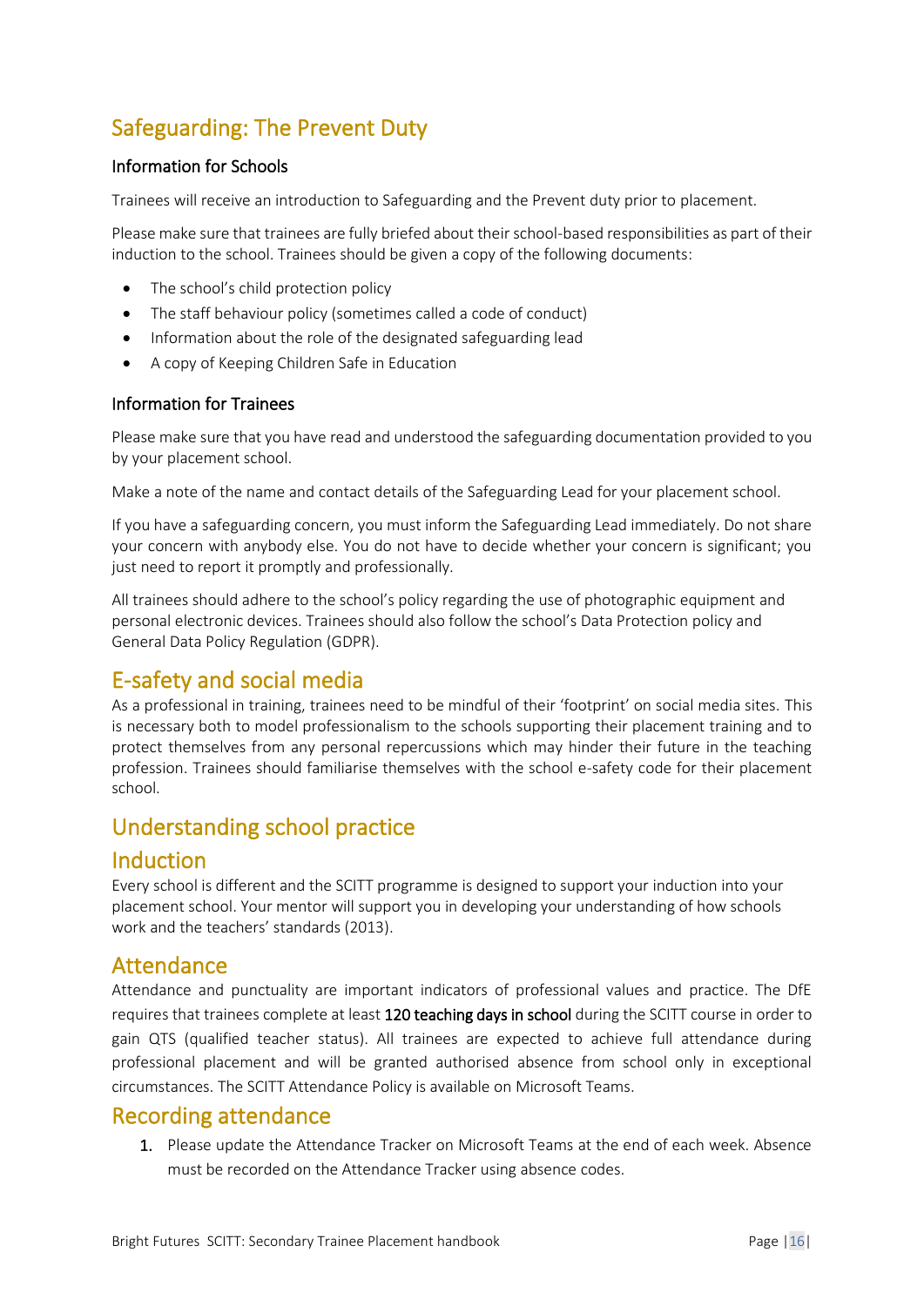## Safeguarding: The Prevent Duty

### Information for Schools

Trainees will receive an introduction to Safeguarding and the Prevent duty prior to placement.

Please make sure that trainees are fully briefed about their school-based responsibilities as part of their induction to the school. Trainees should be given a copy of the following documents:

- The school's child protection policy
- The staff behaviour policy (sometimes called a code of conduct)
- Information about the role of the designated safeguarding lead
- A copy of Keeping Children Safe in Education

### Information for Trainees

Please make sure that you have read and understood the safeguarding documentation provided to you by your placement school.

Make a note of the name and contact details of the Safeguarding Lead for your placement school.

If you have a safeguarding concern, you must inform the Safeguarding Lead immediately. Do not share your concern with anybody else. You do not have to decide whether your concern is significant; you just need to report it promptly and professionally.

All trainees should adhere to the school's policy regarding the use of photographic equipment and personal electronic devices. Trainees should also follow the school's Data Protection policy and General Data Policy Regulation (GDPR).

## E-safety and social media

As a professional in training, trainees need to be mindful of their 'footprint' on social media sites. This is necessary both to model professionalism to the schools supporting their placement training and to protect themselves from any personal repercussions which may hinder their future in the teaching profession. Trainees should familiarise themselves with the school e-safety code for their placement school.

## Understanding school practice

## Induction

Every school is different and the SCITT programme is designed to support your induction into your placement school. Your mentor will support you in developing your understanding of how schools work and the teachers' standards (2013).

## Attendance

Attendance and punctuality are important indicators of professional values and practice. The DfE requires that trainees complete at least **120 teaching days in school** during the SCITT course in order to gain QTS (qualified teacher status). All trainees are expected to achieve full attendance during professional placement and will be granted authorised absence from school only in exceptional circumstances. The SCITT Attendance Policy is available on Microsoft Teams.

## Recording attendance

1. Please update the Attendance Tracker on Microsoft Teams at the end of each week. Absence must be recorded on the Attendance Tracker using absence codes.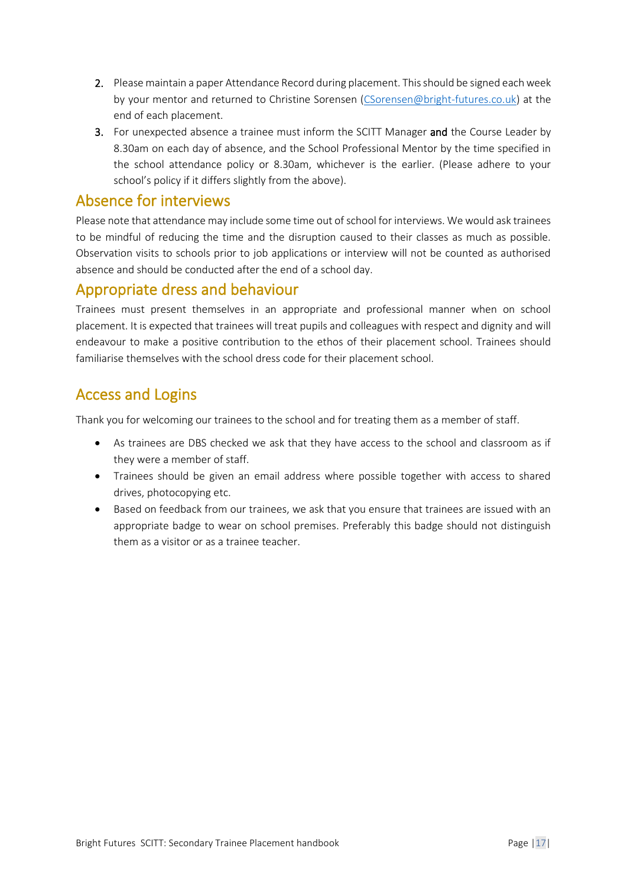2. Please maintain a paper Attendance Record during placement. This should be signed each week by your mentor and returned to Christine Sorensen (CSorensen@bright-futures.co.uk) at the end of each placement.
3. For unexpected absence a trainee must inform the SCITT Manager **and** the Course Leader by 8.30am on each day of absence, and the School Professional Mentor by the time specified in the school attendance policy or 8.30am, whichever is the earlier. (Please adhere to your school's policy if it differs slightly from the above).

## Absence for interviews

Please note that attendance may include some time out of school for interviews. We would ask trainees to be mindful of reducing the time and the disruption caused to their classes as much as possible. Observation visits to schools prior to job applications or interview will not be counted as authorised absence and should be conducted after the end of a school day.

## Appropriate dress and behaviour

Trainees must present themselves in an appropriate and professional manner when on school placement. It is expected that trainees will treat pupils and colleagues with respect and dignity and will endeavour to make a positive contribution to the ethos of their placement school. Trainees should familiarise themselves with the school dress code for their placement school.

## Access and Logins

Thank you for welcoming our trainees to the school and for treating them as a member of staff.

- As trainees are DBS checked we ask that they have access to the school and classroom as if they were a member of staff.
- Trainees should be given an email address where possible together with access to shared drives, photocopying etc.
- Based on feedback from our trainees, we ask that you ensure that trainees are issued with an appropriate badge to wear on school premises. Preferably this badge should not distinguish them as a visitor or as a trainee teacher.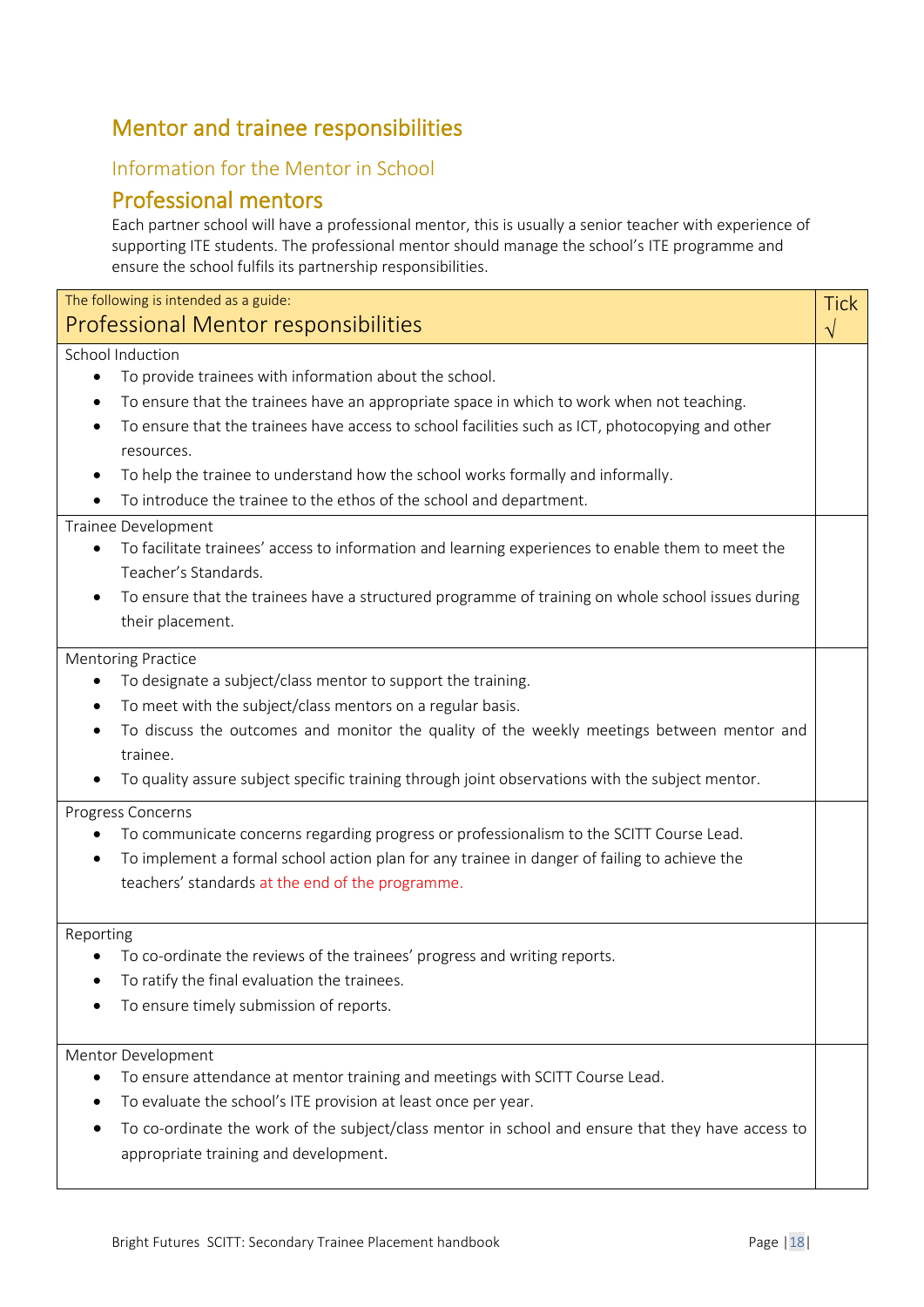# Mentor and trainee responsibilities

## Information for the Mentor in School

## Professional mentors

Each partner school will have a professional mentor, this is usually a senior teacher with experience of supporting ITE students. The professional mentor should manage the school's ITE programme and ensure the school fulfils its partnership responsibilities.

| The following is intended as a guide:<br>Professional Mentor responsibilities | Tick √ |
|---|---|
| School Induction<br>• To provide trainees with information about the school.<br>• To ensure that the trainees have an appropriate space in which to work when not teaching.<br>• To ensure that the trainees have access to school facilities such as ICT, photocopying and other resources.<br>• To help the trainee to understand how the school works formally and informally.<br>• To introduce the trainee to the ethos of the school and department. | |
| Trainee Development<br>• To facilitate trainees' access to information and learning experiences to enable them to meet the Teacher's Standards.<br>• To ensure that the trainees have a structured programme of training on whole school issues during their placement. | |
| Mentoring Practice<br>• To designate a subject/class mentor to support the training.<br>• To meet with the subject/class mentors on a regular basis.<br>• To discuss the outcomes and monitor the quality of the weekly meetings between mentor and trainee.<br>• To quality assure subject specific training through joint observations with the subject mentor. | |
| Progress Concerns<br>• To communicate concerns regarding progress or professionalism to the SCITT Course Lead.<br>• To implement a formal school action plan for any trainee in danger of failing to achieve the teachers' standards at the end of the programme. | |
| Reporting<br>• To co-ordinate the reviews of the trainees' progress and writing reports.<br>• To ratify the final evaluation the trainees.<br>• To ensure timely submission of reports. | |
| Mentor Development<br>• To ensure attendance at mentor training and meetings with SCITT Course Lead.<br>• To evaluate the school's ITE provision at least once per year.<br>• To co-ordinate the work of the subject/class mentor in school and ensure that they have access to appropriate training and development. | |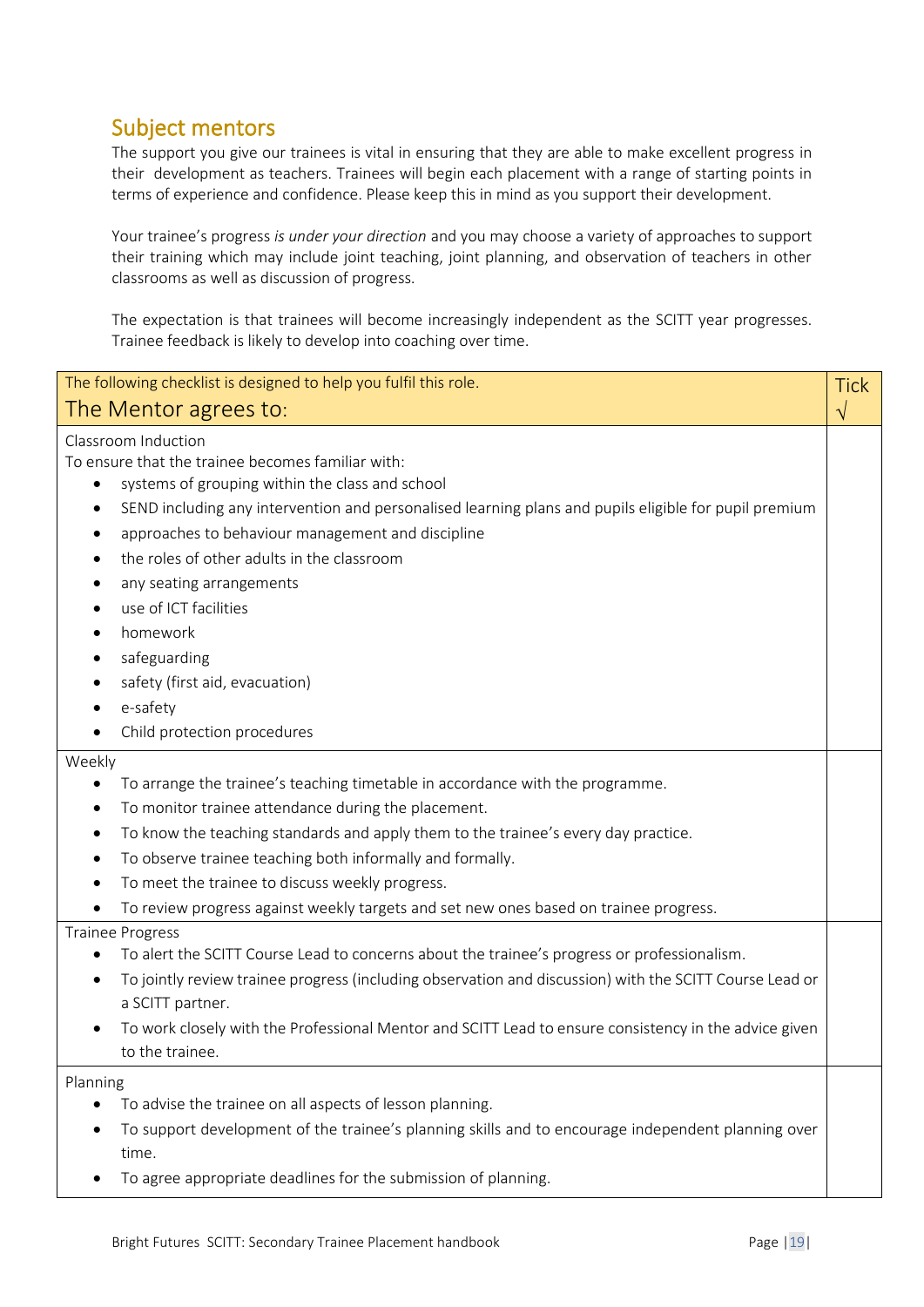## Subject mentors

The support you give our trainees is vital in ensuring that they are able to make excellent progress in their development as teachers. Trainees will begin each placement with a range of starting points in terms of experience and confidence. Please keep this in mind as you support their development.

Your trainee's progress *is under your direction* and you may choose a variety of approaches to support their training which may include joint teaching, joint planning, and observation of teachers in other classrooms as well as discussion of progress.

The expectation is that trainees will become increasingly independent as the SCITT year progresses. Trainee feedback is likely to develop into coaching over time.

| The following checklist is designed to help you fulfil this role.<br>The Mentor agrees to: | Tick<br>√ |
|---|---|
| Classroom Induction<br>To ensure that the trainee becomes familiar with:<br>• systems of grouping within the class and school<br>• SEND including any intervention and personalised learning plans and pupils eligible for pupil premium<br>• approaches to behaviour management and discipline<br>• the roles of other adults in the classroom<br>• any seating arrangements<br>• use of ICT facilities<br>• homework<br>• safeguarding<br>• safety (first aid, evacuation)<br>• e-safety<br>• Child protection procedures | |
| Weekly<br>• To arrange the trainee's teaching timetable in accordance with the programme.<br>• To monitor trainee attendance during the placement.<br>• To know the teaching standards and apply them to the trainee's every day practice.<br>• To observe trainee teaching both informally and formally.<br>• To meet the trainee to discuss weekly progress.<br>• To review progress against weekly targets and set new ones based on trainee progress. | |
| Trainee Progress<br>• To alert the SCITT Course Lead to concerns about the trainee's progress or professionalism.<br>• To jointly review trainee progress (including observation and discussion) with the SCITT Course Lead or a SCITT partner.<br>• To work closely with the Professional Mentor and SCITT Lead to ensure consistency in the advice given to the trainee. | |
| Planning<br>• To advise the trainee on all aspects of lesson planning.<br>• To support development of the trainee's planning skills and to encourage independent planning over time.<br>• To agree appropriate deadlines for the submission of planning. | |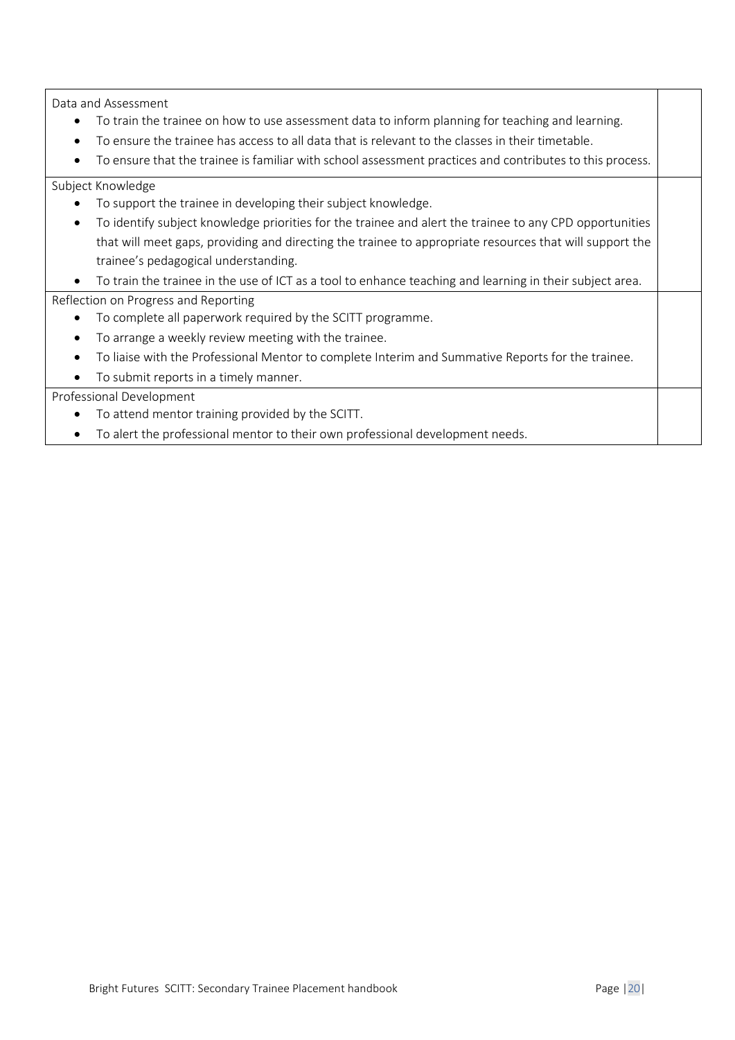| | |
|---|---|
| Data and Assessment<br>• To train the trainee on how to use assessment data to inform planning for teaching and learning.<br>• To ensure the trainee has access to all data that is relevant to the classes in their timetable.<br>• To ensure that the trainee is familiar with school assessment practices and contributes to this process. | |
| Subject Knowledge<br>• To support the trainee in developing their subject knowledge.<br>• To identify subject knowledge priorities for the trainee and alert the trainee to any CPD opportunities that will meet gaps, providing and directing the trainee to appropriate resources that will support the trainee's pedagogical understanding.<br>• To train the trainee in the use of ICT as a tool to enhance teaching and learning in their subject area. | |
| Reflection on Progress and Reporting<br>• To complete all paperwork required by the SCITT programme.<br>• To arrange a weekly review meeting with the trainee.<br>• To liaise with the Professional Mentor to complete Interim and Summative Reports for the trainee.<br>• To submit reports in a timely manner. | |
| Professional Development<br>• To attend mentor training provided by the SCITT.<br>• To alert the professional mentor to their own professional development needs. | |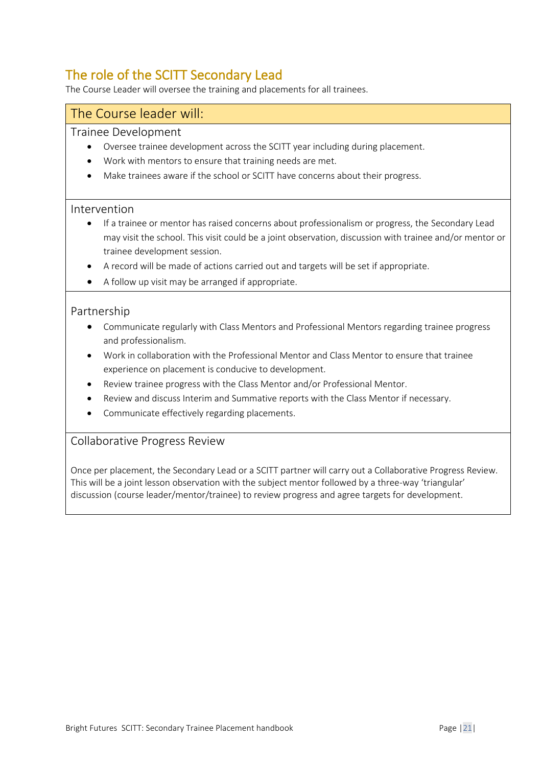## The role of the SCITT Secondary Lead

The Course Leader will oversee the training and placements for all trainees.

### The Course leader will:

#### Trainee Development

- Oversee trainee development across the SCITT year including during placement.
- Work with mentors to ensure that training needs are met.
- Make trainees aware if the school or SCITT have concerns about their progress.

#### Intervention

- If a trainee or mentor has raised concerns about professionalism or progress, the Secondary Lead may visit the school. This visit could be a joint observation, discussion with trainee and/or mentor or trainee development session.
- A record will be made of actions carried out and targets will be set if appropriate.
- A follow up visit may be arranged if appropriate.

#### Partnership

- Communicate regularly with Class Mentors and Professional Mentors regarding trainee progress and professionalism.
- Work in collaboration with the Professional Mentor and Class Mentor to ensure that trainee experience on placement is conducive to development.
- Review trainee progress with the Class Mentor and/or Professional Mentor.
- Review and discuss Interim and Summative reports with the Class Mentor if necessary.
- Communicate effectively regarding placements.

#### Collaborative Progress Review

Once per placement, the Secondary Lead or a SCITT partner will carry out a Collaborative Progress Review. This will be a joint lesson observation with the subject mentor followed by a three-way 'triangular' discussion (course leader/mentor/trainee) to review progress and agree targets for development.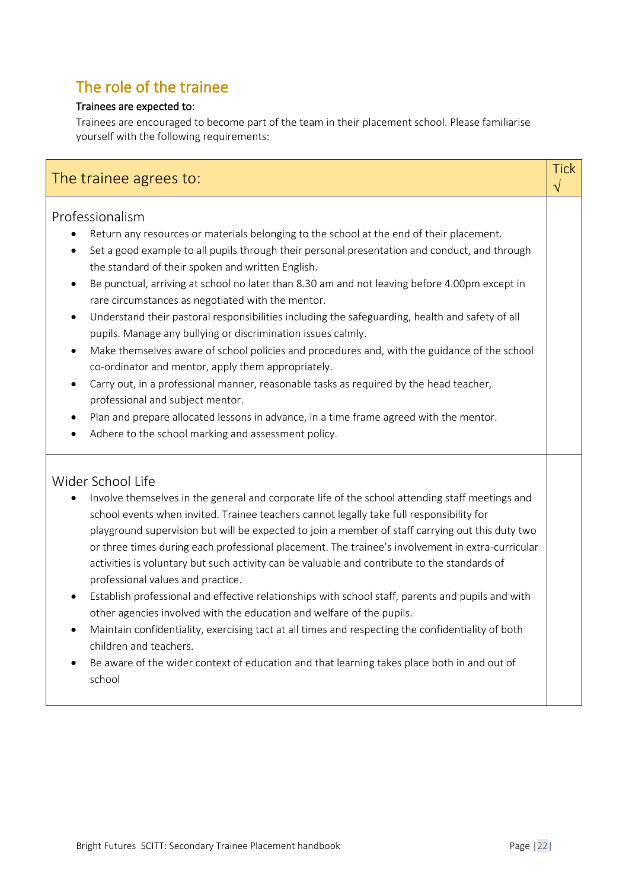## The role of the trainee

**Trainees are expected to:**

Trainees are encouraged to become part of the team in their placement school. Please familiarise yourself with the following requirements:

| The trainee agrees to: | Tick √ |
|---|---|
| Professionalism<br>• Return any resources or materials belonging to the school at the end of their placement.<br>• Set a good example to all pupils through their personal presentation and conduct, and through the standard of their spoken and written English.<br>• Be punctual, arriving at school no later than 8.30 am and not leaving before 4.00pm except in rare circumstances as negotiated with the mentor.<br>• Understand their pastoral responsibilities including the safeguarding, health and safety of all pupils. Manage any bullying or discrimination issues calmly.<br>• Make themselves aware of school policies and procedures and, with the guidance of the school co-ordinator and mentor, apply them appropriately.<br>• Carry out, in a professional manner, reasonable tasks as required by the head teacher, professional and subject mentor.<br>• Plan and prepare allocated lessons in advance, in a time frame agreed with the mentor.<br>• Adhere to the school marking and assessment policy. | |
| Wider School Life<br>• Involve themselves in the general and corporate life of the school attending staff meetings and school events when invited. Trainee teachers cannot legally take full responsibility for playground supervision but will be expected to join a member of staff carrying out this duty two or three times during each professional placement. The trainee's involvement in extra-curricular activities is voluntary but such activity can be valuable and contribute to the standards of professional values and practice.<br>• Establish professional and effective relationships with school staff, parents and pupils and with other agencies involved with the education and welfare of the pupils.<br>• Maintain confidentiality, exercising tact at all times and respecting the confidentiality of both children and teachers.<br>• Be aware of the wider context of education and that learning takes place both in and out of school | |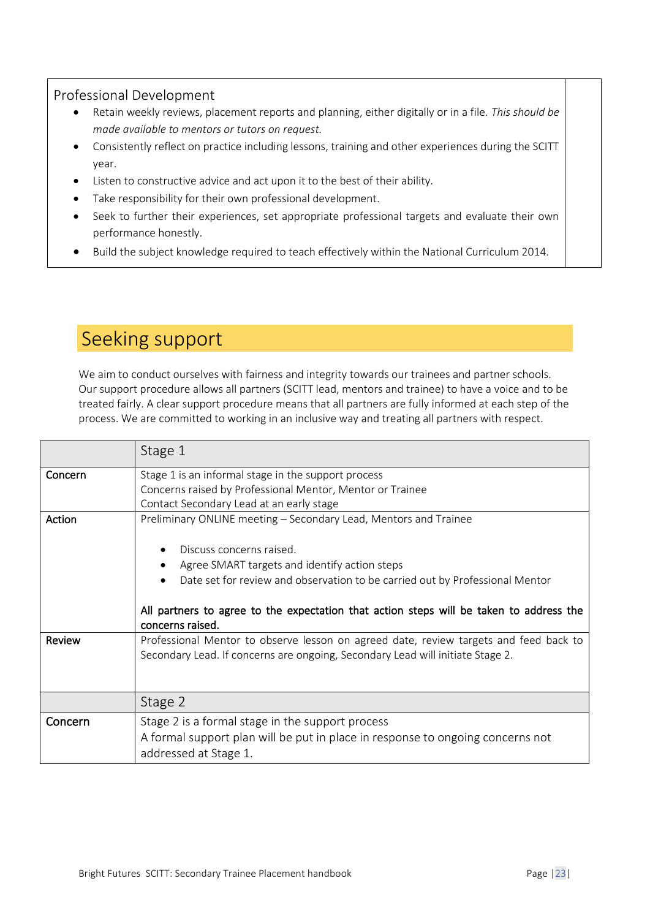| Professional Development | |
|---|---|
| • Retain weekly reviews, placement reports and planning, either digitally or in a file. *This should be made available to mentors or tutors on request.*<br>• Consistently reflect on practice including lessons, training and other experiences during the SCITT year.<br>• Listen to constructive advice and act upon it to the best of their ability.<br>• Take responsibility for their own professional development.<br>• Seek to further their experiences, set appropriate professional targets and evaluate their own performance honestly.<br>• Build the subject knowledge required to teach effectively within the National Curriculum 2014. | |

## Seeking support

We aim to conduct ourselves with fairness and integrity towards our trainees and partner schools. Our support procedure allows all partners (SCITT lead, mentors and trainee) to have a voice and to be treated fairly. A clear support procedure means that all partners are fully informed at each step of the process. We are committed to working in an inclusive way and treating all partners with respect.

| | Stage 1 |
|---|---|
| Concern | Stage 1 is an informal stage in the support process<br>Concerns raised by Professional Mentor, Mentor or Trainee<br>Contact Secondary Lead at an early stage |
| Action | Preliminary ONLINE meeting – Secondary Lead, Mentors and Trainee<br>• Discuss concerns raised.<br>• Agree SMART targets and identify action steps<br>• Date set for review and observation to be carried out by Professional Mentor<br>**All partners to agree to the expectation that action steps will be taken to address the concerns raised.** |
| Review | Professional Mentor to observe lesson on agreed date, review targets and feed back to Secondary Lead. If concerns are ongoing, Secondary Lead will initiate Stage 2. |
| | Stage 2 |
| Concern | Stage 2 is a formal stage in the support process<br>A formal support plan will be put in place in response to ongoing concerns not addressed at Stage 1. |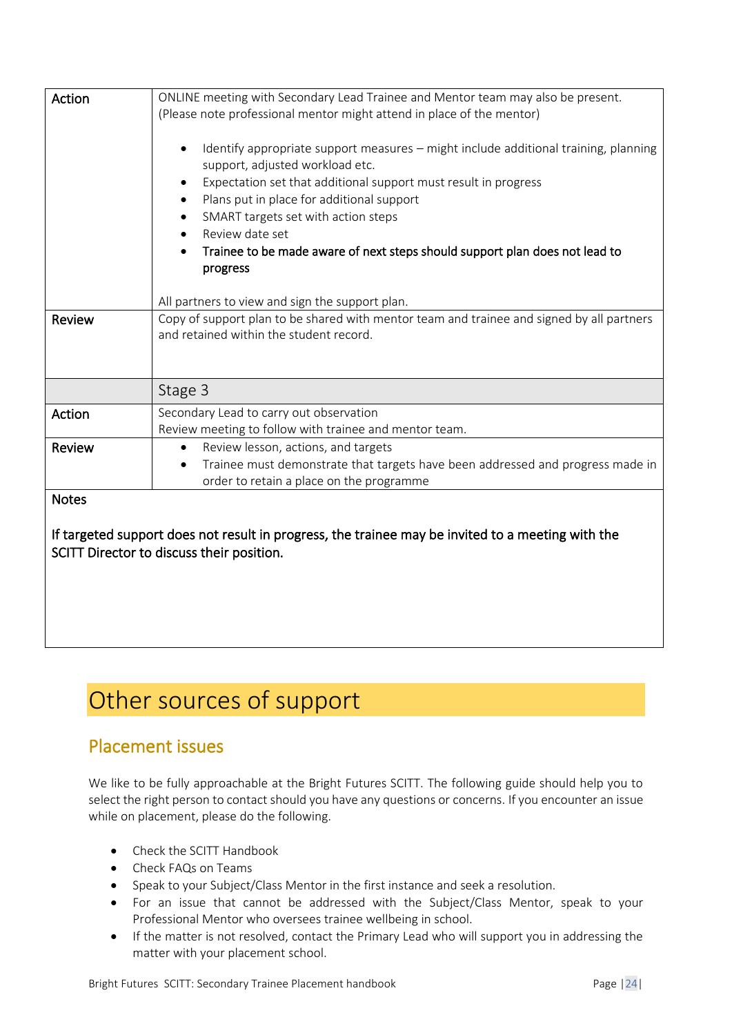| | |
|---|---|
| Action | ONLINE meeting with Secondary Lead Trainee and Mentor team may also be present. (Please note professional mentor might attend in place of the mentor)<br><br>• Identify appropriate support measures – might include additional training, planning support, adjusted workload etc.<br>• Expectation set that additional support must result in progress<br>• Plans put in place for additional support<br>• SMART targets set with action steps<br>• Review date set<br>• **Trainee to be made aware of next steps should support plan does not lead to progress**<br><br>All partners to view and sign the support plan. |
| Review | Copy of support plan to be shared with mentor team and trainee and signed by all partners and retained within the student record. |
| | Stage 3 |
| Action | Secondary Lead to carry out observation<br>Review meeting to follow with trainee and mentor team. |
| Review | • Review lesson, actions, and targets<br>• Trainee must demonstrate that targets have been addressed and progress made in order to retain a place on the programme |

**Notes**

**If targeted support does not result in progress, the trainee may be invited to a meeting with the SCITT Director to discuss their position.**

# Other sources of support

## Placement issues

We like to be fully approachable at the Bright Futures SCITT. The following guide should help you to select the right person to contact should you have any questions or concerns. If you encounter an issue while on placement, please do the following.

- Check the SCITT Handbook
- Check FAQs on Teams
- Speak to your Subject/Class Mentor in the first instance and seek a resolution.
- For an issue that cannot be addressed with the Subject/Class Mentor, speak to your Professional Mentor who oversees trainee wellbeing in school.
- If the matter is not resolved, contact the Primary Lead who will support you in addressing the matter with your placement school.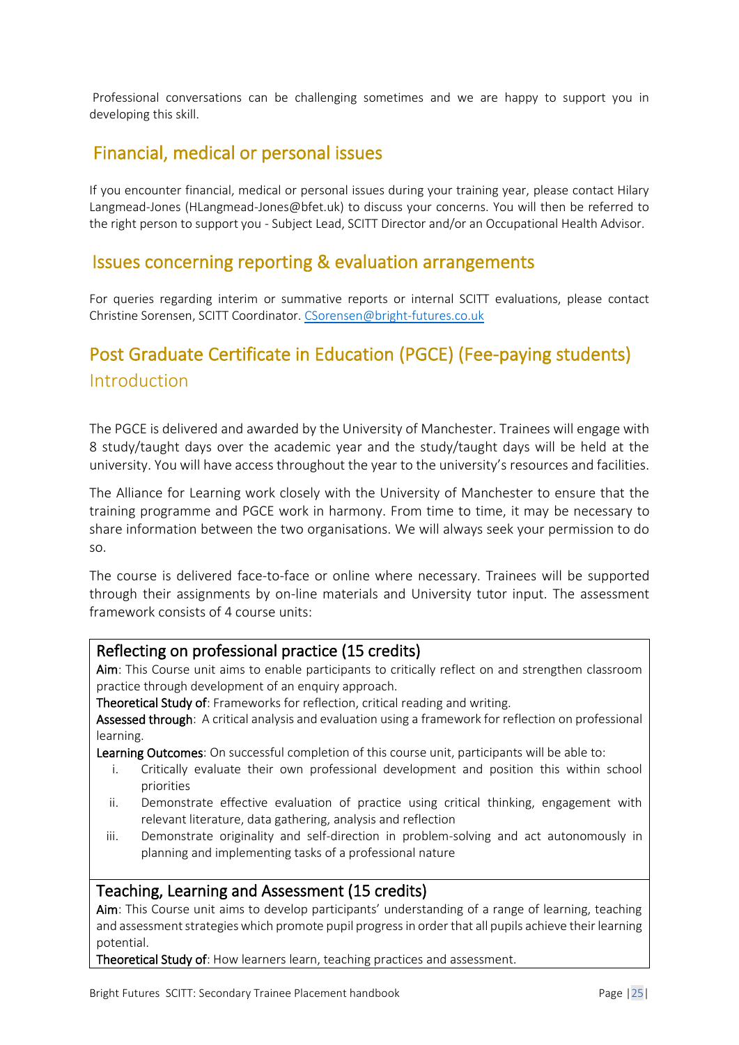Professional conversations can be challenging sometimes and we are happy to support you in developing this skill.

## Financial, medical or personal issues

If you encounter financial, medical or personal issues during your training year, please contact Hilary Langmead-Jones (HLangmead-Jones@bfet.uk) to discuss your concerns. You will then be referred to the right person to support you - Subject Lead, SCITT Director and/or an Occupational Health Advisor.

## Issues concerning reporting & evaluation arrangements

For queries regarding interim or summative reports or internal SCITT evaluations, please contact Christine Sorensen, SCITT Coordinator. CSorensen@bright-futures.co.uk

# Post Graduate Certificate in Education (PGCE) (Fee-paying students)

## Introduction

The PGCE is delivered and awarded by the University of Manchester. Trainees will engage with 8 study/taught days over the academic year and the study/taught days will be held at the university. You will have access throughout the year to the university's resources and facilities.

The Alliance for Learning work closely with the University of Manchester to ensure that the training programme and PGCE work in harmony. From time to time, it may be necessary to share information between the two organisations. We will always seek your permission to do so.

The course is delivered face-to-face or online where necessary. Trainees will be supported through their assignments by on-line materials and University tutor input. The assessment framework consists of 4 course units:

### Reflecting on professional practice (15 credits)

**Aim**: This Course unit aims to enable participants to critically reflect on and strengthen classroom practice through development of an enquiry approach.

**Theoretical Study of**: Frameworks for reflection, critical reading and writing.

**Assessed through**: A critical analysis and evaluation using a framework for reflection on professional learning.

**Learning Outcomes**: On successful completion of this course unit, participants will be able to:

i. Critically evaluate their own professional development and position this within school priorities
ii. Demonstrate effective evaluation of practice using critical thinking, engagement with relevant literature, data gathering, analysis and reflection
iii. Demonstrate originality and self-direction in problem-solving and act autonomously in planning and implementing tasks of a professional nature

### Teaching, Learning and Assessment (15 credits)

**Aim**: This Course unit aims to develop participants' understanding of a range of learning, teaching and assessment strategies which promote pupil progress in order that all pupils achieve their learning potential.

**Theoretical Study of**: How learners learn, teaching practices and assessment.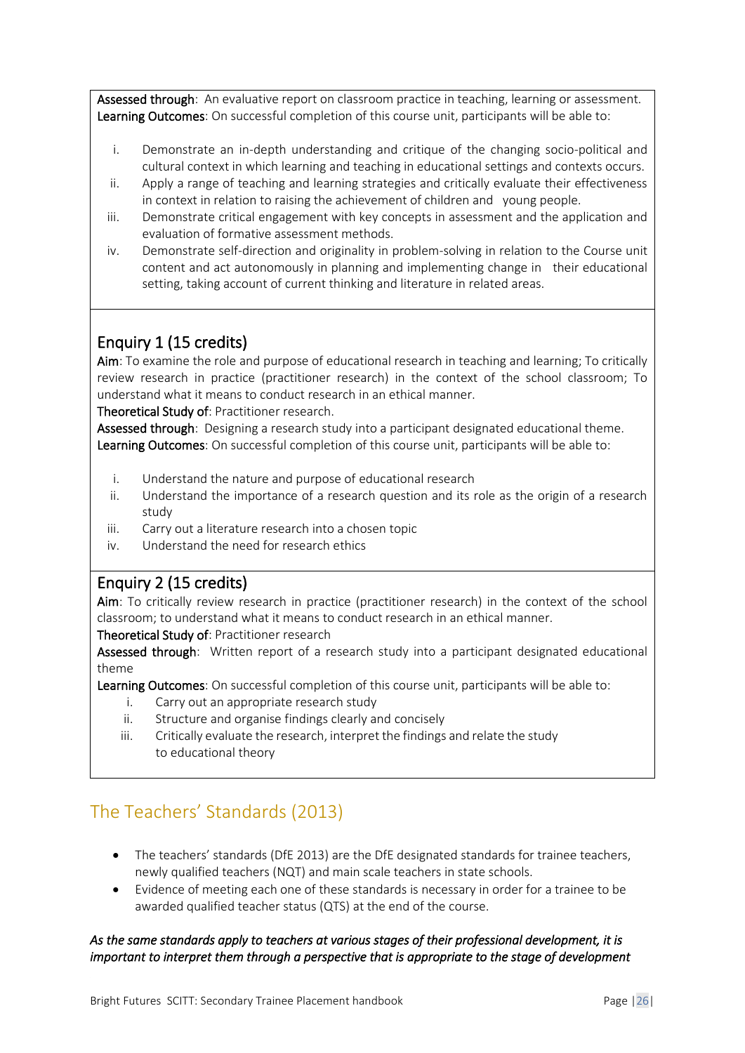**Assessed through**: An evaluative report on classroom practice in teaching, learning or assessment.
**Learning Outcomes**: On successful completion of this course unit, participants will be able to:

i. Demonstrate an in-depth understanding and critique of the changing socio-political and cultural context in which learning and teaching in educational settings and contexts occurs.
ii. Apply a range of teaching and learning strategies and critically evaluate their effectiveness in context in relation to raising the achievement of children and young people.
iii. Demonstrate critical engagement with key concepts in assessment and the application and evaluation of formative assessment methods.
iv. Demonstrate self-direction and originality in problem-solving in relation to the Course unit content and act autonomously in planning and implementing change in their educational setting, taking account of current thinking and literature in related areas.

## Enquiry 1 (15 credits)

**Aim**: To examine the role and purpose of educational research in teaching and learning; To critically review research in practice (practitioner research) in the context of the school classroom; To understand what it means to conduct research in an ethical manner.
**Theoretical Study of**: Practitioner research.
**Assessed through**: Designing a research study into a participant designated educational theme.
**Learning Outcomes**: On successful completion of this course unit, participants will be able to:

i. Understand the nature and purpose of educational research
ii. Understand the importance of a research question and its role as the origin of a research study
iii. Carry out a literature research into a chosen topic
iv. Understand the need for research ethics

## Enquiry 2 (15 credits)

**Aim**: To critically review research in practice (practitioner research) in the context of the school classroom; to understand what it means to conduct research in an ethical manner.
**Theoretical Study of**: Practitioner research
**Assessed through**: Written report of a research study into a participant designated educational theme
**Learning Outcomes**: On successful completion of this course unit, participants will be able to:

i. Carry out an appropriate research study
ii. Structure and organise findings clearly and concisely
iii. Critically evaluate the research, interpret the findings and relate the study to educational theory

# The Teachers' Standards (2013)

- The teachers' standards (DfE 2013) are the DfE designated standards for trainee teachers, newly qualified teachers (NQT) and main scale teachers in state schools.
- Evidence of meeting each one of these standards is necessary in order for a trainee to be awarded qualified teacher status (QTS) at the end of the course.

***As the same standards apply to teachers at various stages of their professional development, it is important to interpret them through a perspective that is appropriate to the stage of development***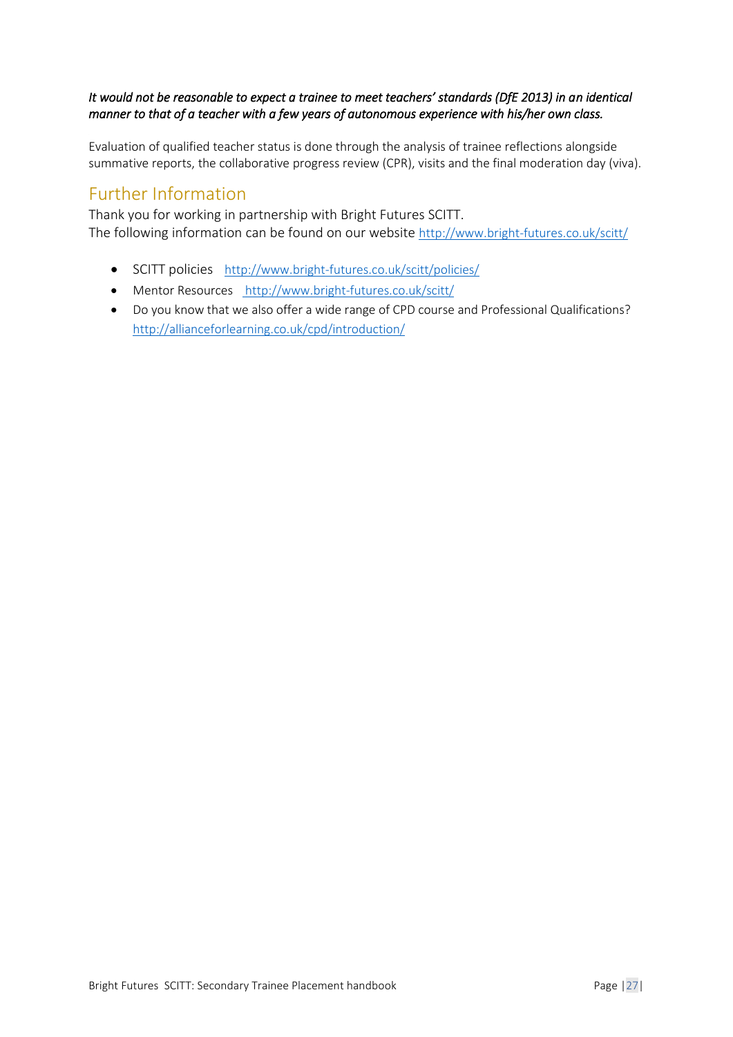***It would not be reasonable to expect a trainee to meet teachers' standards (DfE 2013) in an identical manner to that of a teacher with a few years of autonomous experience with his/her own class.***

Evaluation of qualified teacher status is done through the analysis of trainee reflections alongside summative reports, the collaborative progress review (CPR), visits and the final moderation day (viva).

## Further Information

Thank you for working in partnership with Bright Futures SCITT.
The following information can be found on our website http://www.bright-futures.co.uk/scitt/

- SCITT policies http://www.bright-futures.co.uk/scitt/policies/
- Mentor Resources http://www.bright-futures.co.uk/scitt/
- Do you know that we also offer a wide range of CPD course and Professional Qualifications? http://allianceforlearning.co.uk/cpd/introduction/